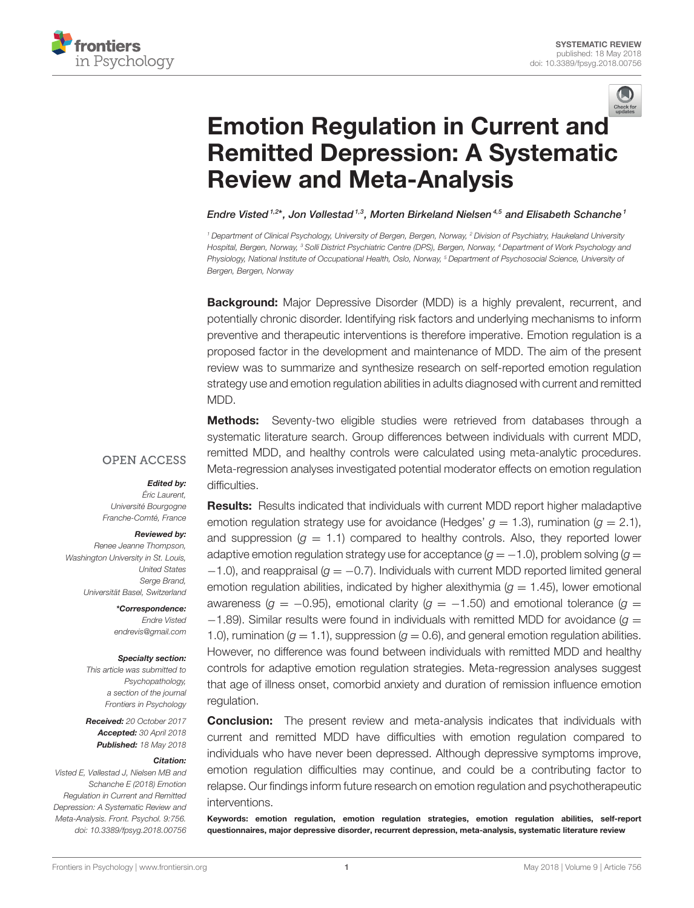SYSTEMATIC REVIEW
published: 18 May 2018
doi: 10.3389/fpsyg.2018.00756

# Emotion Regulation in Current and Remitted Depression: A Systematic Review and Meta-Analysis

*Endre Visted[1,2]*, Jon Vøllestad[1,3], Morten Birkeland Nielsen[4,5] and Elisabeth Schanche[1]*

[1] Department of Clinical Psychology, University of Bergen, Bergen, Norway, [2] Division of Psychiatry, Haukeland University Hospital, Bergen, Norway, [3] Solli District Psychiatric Centre (DPS), Bergen, Norway, [4] Department of Work Psychology and Physiology, National Institute of Occupational Health, Oslo, Norway, [5] Department of Psychosocial Science, University of Bergen, Bergen, Norway

**Background:** Major Depressive Disorder (MDD) is a highly prevalent, recurrent, and potentially chronic disorder. Identifying risk factors and underlying mechanisms to inform preventive and therapeutic interventions is therefore imperative. Emotion regulation is a proposed factor in the development and maintenance of MDD. The aim of the present review was to summarize and synthesize research on self-reported emotion regulation strategy use and emotion regulation abilities in adults diagnosed with current and remitted MDD.

**Methods:** Seventy-two eligible studies were retrieved from databases through a systematic literature search. Group differences between individuals with current MDD, remitted MDD, and healthy controls were calculated using meta-analytic procedures. Meta-regression analyses investigated potential moderator effects on emotion regulation difficulties.

**Results:** Results indicated that individuals with current MDD report higher maladaptive emotion regulation strategy use for avoidance (Hedges' $g = 1.3$), rumination ($g = 2.1$), and suppression ($g = 1.1$) compared to healthy controls. Also, they reported lower adaptive emotion regulation strategy use for acceptance ($g = -1.0$), problem solving ($g = -1.0$), and reappraisal ($g = -0.7$). Individuals with current MDD reported limited general emotion regulation abilities, indicated by higher alexithymia ($g = 1.45$), lower emotional awareness ($g = -0.95$), emotional clarity ($g = -1.50$) and emotional tolerance ($g = -1.89$). Similar results were found in individuals with remitted MDD for avoidance ($g = 1.0$), rumination ($g = 1.1$), suppression ($g = 0.6$), and general emotion regulation abilities. However, no difference was found between individuals with remitted MDD and healthy controls for adaptive emotion regulation strategies. Meta-regression analyses suggest that age of illness onset, comorbid anxiety and duration of remission influence emotion regulation.

**Conclusion:** The present review and meta-analysis indicates that individuals with current and remitted MDD have difficulties with emotion regulation compared to individuals who have never been depressed. Although depressive symptoms improve, emotion regulation difficulties may continue, and could be a contributing factor to relapse. Our findings inform future research on emotion regulation and psychotherapeutic interventions.

**Keywords: emotion regulation, emotion regulation strategies, emotion regulation abilities, self-report questionnaires, major depressive disorder, recurrent depression, meta-analysis, systematic literature review**

OPEN ACCESS

***Edited by:***
*Éric Laurent,*
*Université Bourgogne Franche-Comté, France*

***Reviewed by:***
*Renee Jeanne Thompson,*
*Washington University in St. Louis, United States*
*Serge Brand,*
*Universität Basel, Switzerland*

***\*Correspondence:***
*Endre Visted*
*endrevis@gmail.com*

***Specialty section:***
*This article was submitted to Psychopathology, a section of the journal Frontiers in Psychology*

***Received:*** *20 October 2017*
***Accepted:*** *30 April 2018*
***Published:*** *18 May 2018*

***Citation:***
*Visted E, Vøllestad J, Nielsen MB and Schanche E (2018) Emotion Regulation in Current and Remitted Depression: A Systematic Review and Meta-Analysis. Front. Psychol. 9:756. doi: 10.3389/fpsyg.2018.00756*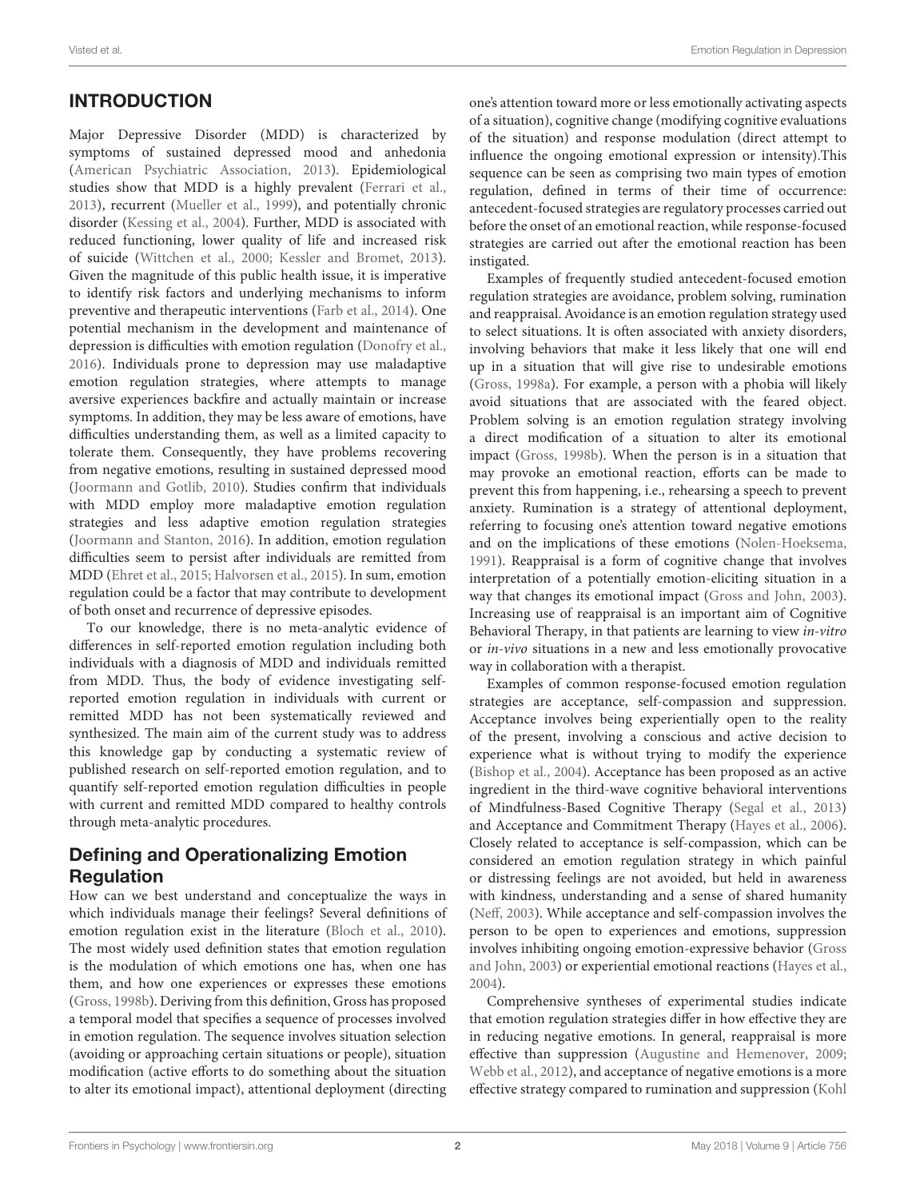## INTRODUCTION

Major Depressive Disorder (MDD) is characterized by symptoms of sustained depressed mood and anhedonia (American Psychiatric Association, 2013). Epidemiological studies show that MDD is a highly prevalent (Ferrari et al., 2013), recurrent (Mueller et al., 1999), and potentially chronic disorder (Kessing et al., 2004). Further, MDD is associated with reduced functioning, lower quality of life and increased risk of suicide (Wittchen et al., 2000; Kessler and Bromet, 2013). Given the magnitude of this public health issue, it is imperative to identify risk factors and underlying mechanisms to inform preventive and therapeutic interventions (Farb et al., 2014). One potential mechanism in the development and maintenance of depression is difficulties with emotion regulation (Donofry et al., 2016). Individuals prone to depression may use maladaptive emotion regulation strategies, where attempts to manage aversive experiences backfire and actually maintain or increase symptoms. In addition, they may be less aware of emotions, have difficulties understanding them, as well as a limited capacity to tolerate them. Consequently, they have problems recovering from negative emotions, resulting in sustained depressed mood (Joormann and Gotlib, 2010). Studies confirm that individuals with MDD employ more maladaptive emotion regulation strategies and less adaptive emotion regulation strategies (Joormann and Stanton, 2016). In addition, emotion regulation difficulties seem to persist after individuals are remitted from MDD (Ehret et al., 2015; Halvorsen et al., 2015). In sum, emotion regulation could be a factor that may contribute to development of both onset and recurrence of depressive episodes.

To our knowledge, there is no meta-analytic evidence of differences in self-reported emotion regulation including both individuals with a diagnosis of MDD and individuals remitted from MDD. Thus, the body of evidence investigating self-reported emotion regulation in individuals with current or remitted MDD has not been systematically reviewed and synthesized. The main aim of the current study was to address this knowledge gap by conducting a systematic review of published research on self-reported emotion regulation, and to quantify self-reported emotion regulation difficulties in people with current and remitted MDD compared to healthy controls through meta-analytic procedures.

### Defining and Operationalizing Emotion Regulation

How can we best understand and conceptualize the ways in which individuals manage their feelings? Several definitions of emotion regulation exist in the literature (Bloch et al., 2010). The most widely used definition states that emotion regulation is the modulation of which emotions one has, when one has them, and how one experiences or expresses these emotions (Gross, 1998b). Deriving from this definition, Gross has proposed a temporal model that specifies a sequence of processes involved in emotion regulation. The sequence involves situation selection (avoiding or approaching certain situations or people), situation modification (active efforts to do something about the situation to alter its emotional impact), attentional deployment (directing one's attention toward more or less emotionally activating aspects of a situation), cognitive change (modifying cognitive evaluations of the situation) and response modulation (direct attempt to influence the ongoing emotional expression or intensity).This sequence can be seen as comprising two main types of emotion regulation, defined in terms of their time of occurrence: antecedent-focused strategies are regulatory processes carried out before the onset of an emotional reaction, while response-focused strategies are carried out after the emotional reaction has been instigated.

Examples of frequently studied antecedent-focused emotion regulation strategies are avoidance, problem solving, rumination and reappraisal. Avoidance is an emotion regulation strategy used to select situations. It is often associated with anxiety disorders, involving behaviors that make it less likely that one will end up in a situation that will give rise to undesirable emotions (Gross, 1998a). For example, a person with a phobia will likely avoid situations that are associated with the feared object. Problem solving is an emotion regulation strategy involving a direct modification of a situation to alter its emotional impact (Gross, 1998b). When the person is in a situation that may provoke an emotional reaction, efforts can be made to prevent this from happening, i.e., rehearsing a speech to prevent anxiety. Rumination is a strategy of attentional deployment, referring to focusing one's attention toward negative emotions and on the implications of these emotions (Nolen-Hoeksema, 1991). Reappraisal is a form of cognitive change that involves interpretation of a potentially emotion-eliciting situation in a way that changes its emotional impact (Gross and John, 2003). Increasing use of reappraisal is an important aim of Cognitive Behavioral Therapy, in that patients are learning to view *in-vitro* or *in-vivo* situations in a new and less emotionally provocative way in collaboration with a therapist.

Examples of common response-focused emotion regulation strategies are acceptance, self-compassion and suppression. Acceptance involves being experientially open to the reality of the present, involving a conscious and active decision to experience what is without trying to modify the experience (Bishop et al., 2004). Acceptance has been proposed as an active ingredient in the third-wave cognitive behavioral interventions of Mindfulness-Based Cognitive Therapy (Segal et al., 2013) and Acceptance and Commitment Therapy (Hayes et al., 2006). Closely related to acceptance is self-compassion, which can be considered an emotion regulation strategy in which painful or distressing feelings are not avoided, but held in awareness with kindness, understanding and a sense of shared humanity (Neff, 2003). While acceptance and self-compassion involves the person to be open to experiences and emotions, suppression involves inhibiting ongoing emotion-expressive behavior (Gross and John, 2003) or experiential emotional reactions (Hayes et al., 2004).

Comprehensive syntheses of experimental studies indicate that emotion regulation strategies differ in how effective they are in reducing negative emotions. In general, reappraisal is more effective than suppression (Augustine and Hemenover, 2009; Webb et al., 2012), and acceptance of negative emotions is a more effective strategy compared to rumination and suppression (Kohl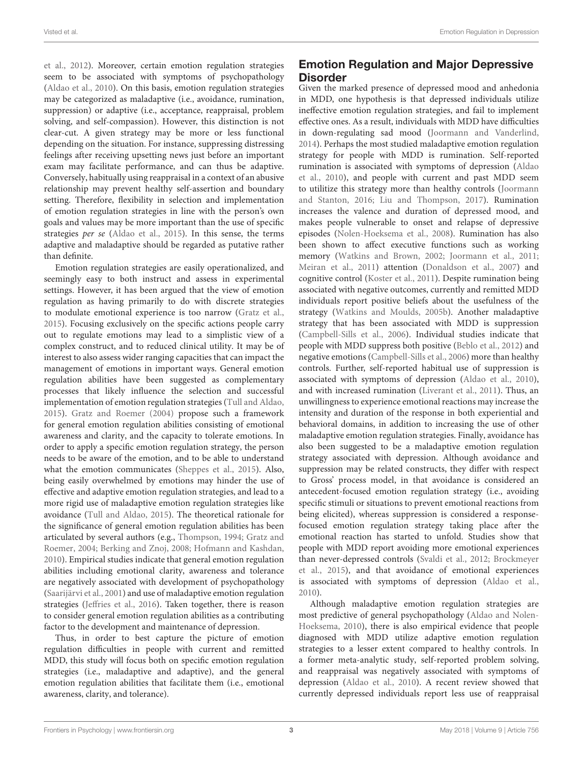et al., 2012). Moreover, certain emotion regulation strategies seem to be associated with symptoms of psychopathology (Aldao et al., 2010). On this basis, emotion regulation strategies may be categorized as maladaptive (i.e., avoidance, rumination, suppression) or adaptive (i.e., acceptance, reappraisal, problem solving, and self-compassion). However, this distinction is not clear-cut. A given strategy may be more or less functional depending on the situation. For instance, suppressing distressing feelings after receiving upsetting news just before an important exam may facilitate performance, and can thus be adaptive. Conversely, habitually using reappraisal in a context of an abusive relationship may prevent healthy self-assertion and boundary setting. Therefore, flexibility in selection and implementation of emotion regulation strategies in line with the person's own goals and values may be more important than the use of specific strategies *per se* (Aldao et al., 2015). In this sense, the terms adaptive and maladaptive should be regarded as putative rather than definite.

Emotion regulation strategies are easily operationalized, and seemingly easy to both instruct and assess in experimental settings. However, it has been argued that the view of emotion regulation as having primarily to do with discrete strategies to modulate emotional experience is too narrow (Gratz et al., 2015). Focusing exclusively on the specific actions people carry out to regulate emotions may lead to a simplistic view of a complex construct, and to reduced clinical utility. It may be of interest to also assess wider ranging capacities that can impact the management of emotions in important ways. General emotion regulation abilities have been suggested as complementary processes that likely influence the selection and successful implementation of emotion regulation strategies (Tull and Aldao, 2015). Gratz and Roemer (2004) propose such a framework for general emotion regulation abilities consisting of emotional awareness and clarity, and the capacity to tolerate emotions. In order to apply a specific emotion regulation strategy, the person needs to be aware of the emotion, and to be able to understand what the emotion communicates (Sheppes et al., 2015). Also, being easily overwhelmed by emotions may hinder the use of effective and adaptive emotion regulation strategies, and lead to a more rigid use of maladaptive emotion regulation strategies like avoidance (Tull and Aldao, 2015). The theoretical rationale for the significance of general emotion regulation abilities has been articulated by several authors (e.g., Thompson, 1994; Gratz and Roemer, 2004; Berking and Znoj, 2008; Hofmann and Kashdan, 2010). Empirical studies indicate that general emotion regulation abilities including emotional clarity, awareness and tolerance are negatively associated with development of psychopathology (Saarijärvi et al., 2001) and use of maladaptive emotion regulation strategies (Jeffries et al., 2016). Taken together, there is reason to consider general emotion regulation abilities as a contributing factor to the development and maintenance of depression.

Thus, in order to best capture the picture of emotion regulation difficulties in people with current and remitted MDD, this study will focus both on specific emotion regulation strategies (i.e., maladaptive and adaptive), and the general emotion regulation abilities that facilitate them (i.e., emotional awareness, clarity, and tolerance).

## Emotion Regulation and Major Depressive Disorder

Given the marked presence of depressed mood and anhedonia in MDD, one hypothesis is that depressed individuals utilize ineffective emotion regulation strategies, and fail to implement effective ones. As a result, individuals with MDD have difficulties in down-regulating sad mood (Joormann and Vanderlind, 2014). Perhaps the most studied maladaptive emotion regulation strategy for people with MDD is rumination. Self-reported rumination is associated with symptoms of depression (Aldao et al., 2010), and people with current and past MDD seem to utilize this strategy more than healthy controls (Joormann and Stanton, 2016; Liu and Thompson, 2017). Rumination increases the valence and duration of depressed mood, and makes people vulnerable to onset and relapse of depressive episodes (Nolen-Hoeksema et al., 2008). Rumination has also been shown to affect executive functions such as working memory (Watkins and Brown, 2002; Joormann et al., 2011; Meiran et al., 2011) attention (Donaldson et al., 2007) and cognitive control (Koster et al., 2011). Despite rumination being associated with negative outcomes, currently and remitted MDD individuals report positive beliefs about the usefulness of the strategy (Watkins and Moulds, 2005b). Another maladaptive strategy that has been associated with MDD is suppression (Campbell-Sills et al., 2006). Individual studies indicate that people with MDD suppress both positive (Beblo et al., 2012) and negative emotions (Campbell-Sills et al., 2006) more than healthy controls. Further, self-reported habitual use of suppression is associated with symptoms of depression (Aldao et al., 2010), and with increased rumination (Liverant et al., 2011). Thus, an unwillingness to experience emotional reactions may increase the intensity and duration of the response in both experiential and behavioral domains, in addition to increasing the use of other maladaptive emotion regulation strategies. Finally, avoidance has also been suggested to be a maladaptive emotion regulation strategy associated with depression. Although avoidance and suppression may be related constructs, they differ with respect to Gross' process model, in that avoidance is considered an antecedent-focused emotion regulation strategy (i.e., avoiding specific stimuli or situations to prevent emotional reactions from being elicited), whereas suppression is considered a response-focused emotion regulation strategy taking place after the emotional reaction has started to unfold. Studies show that people with MDD report avoiding more emotional experiences than never-depressed controls (Svaldi et al., 2012; Brockmeyer et al., 2015), and that avoidance of emotional experiences is associated with symptoms of depression (Aldao et al., 2010).

Although maladaptive emotion regulation strategies are most predictive of general psychopathology (Aldao and Nolen-Hoeksema, 2010), there is also empirical evidence that people diagnosed with MDD utilize adaptive emotion regulation strategies to a lesser extent compared to healthy controls. In a former meta-analytic study, self-reported problem solving, and reappraisal was negatively associated with symptoms of depression (Aldao et al., 2010). A recent review showed that currently depressed individuals report less use of reappraisal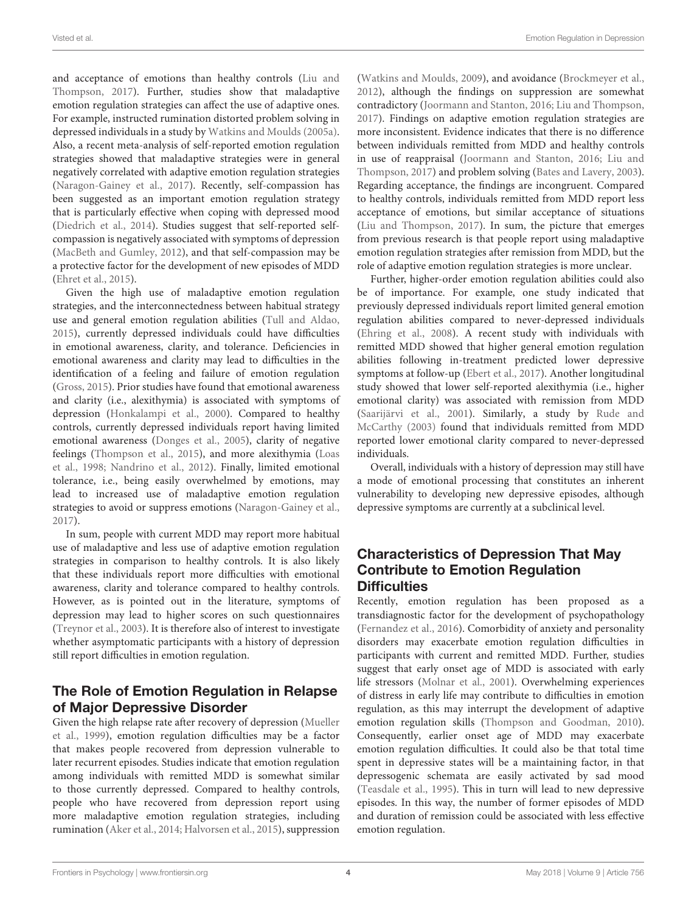and acceptance of emotions than healthy controls (Liu and Thompson, 2017). Further, studies show that maladaptive emotion regulation strategies can affect the use of adaptive ones. For example, instructed rumination distorted problem solving in depressed individuals in a study by Watkins and Moulds (2005a). Also, a recent meta-analysis of self-reported emotion regulation strategies showed that maladaptive strategies were in general negatively correlated with adaptive emotion regulation strategies (Naragon-Gainey et al., 2017). Recently, self-compassion has been suggested as an important emotion regulation strategy that is particularly effective when coping with depressed mood (Diedrich et al., 2014). Studies suggest that self-reported self-compassion is negatively associated with symptoms of depression (MacBeth and Gumley, 2012), and that self-compassion may be a protective factor for the development of new episodes of MDD (Ehret et al., 2015).

Given the high use of maladaptive emotion regulation strategies, and the interconnectedness between habitual strategy use and general emotion regulation abilities (Tull and Aldao, 2015), currently depressed individuals could have difficulties in emotional awareness, clarity, and tolerance. Deficiencies in emotional awareness and clarity may lead to difficulties in the identification of a feeling and failure of emotion regulation (Gross, 2015). Prior studies have found that emotional awareness and clarity (i.e., alexithymia) is associated with symptoms of depression (Honkalampi et al., 2000). Compared to healthy controls, currently depressed individuals report having limited emotional awareness (Donges et al., 2005), clarity of negative feelings (Thompson et al., 2015), and more alexithymia (Loas et al., 1998; Nandrino et al., 2012). Finally, limited emotional tolerance, i.e., being easily overwhelmed by emotions, may lead to increased use of maladaptive emotion regulation strategies to avoid or suppress emotions (Naragon-Gainey et al., 2017).

In sum, people with current MDD may report more habitual use of maladaptive and less use of adaptive emotion regulation strategies in comparison to healthy controls. It is also likely that these individuals report more difficulties with emotional awareness, clarity and tolerance compared to healthy controls. However, as is pointed out in the literature, symptoms of depression may lead to higher scores on such questionnaires (Treynor et al., 2003). It is therefore also of interest to investigate whether asymptomatic participants with a history of depression still report difficulties in emotion regulation.

## The Role of Emotion Regulation in Relapse of Major Depressive Disorder

Given the high relapse rate after recovery of depression (Mueller et al., 1999), emotion regulation difficulties may be a factor that makes people recovered from depression vulnerable to later recurrent episodes. Studies indicate that emotion regulation among individuals with remitted MDD is somewhat similar to those currently depressed. Compared to healthy controls, people who have recovered from depression report using more maladaptive emotion regulation strategies, including rumination (Aker et al., 2014; Halvorsen et al., 2015), suppression (Watkins and Moulds, 2009), and avoidance (Brockmeyer et al., 2012), although the findings on suppression are somewhat contradictory (Joormann and Stanton, 2016; Liu and Thompson, 2017). Findings on adaptive emotion regulation strategies are more inconsistent. Evidence indicates that there is no difference between individuals remitted from MDD and healthy controls in use of reappraisal (Joormann and Stanton, 2016; Liu and Thompson, 2017) and problem solving (Bates and Lavery, 2003). Regarding acceptance, the findings are incongruent. Compared to healthy controls, individuals remitted from MDD report less acceptance of emotions, but similar acceptance of situations (Liu and Thompson, 2017). In sum, the picture that emerges from previous research is that people report using maladaptive emotion regulation strategies after remission from MDD, but the role of adaptive emotion regulation strategies is more unclear.

Further, higher-order emotion regulation abilities could also be of importance. For example, one study indicated that previously depressed individuals report limited general emotion regulation abilities compared to never-depressed individuals (Ehring et al., 2008). A recent study with individuals with remitted MDD showed that higher general emotion regulation abilities following in-treatment predicted lower depressive symptoms at follow-up (Ebert et al., 2017). Another longitudinal study showed that lower self-reported alexithymia (i.e., higher emotional clarity) was associated with remission from MDD (Saarijärvi et al., 2001). Similarly, a study by Rude and McCarthy (2003) found that individuals remitted from MDD reported lower emotional clarity compared to never-depressed individuals.

Overall, individuals with a history of depression may still have a mode of emotional processing that constitutes an inherent vulnerability to developing new depressive episodes, although depressive symptoms are currently at a subclinical level.

## Characteristics of Depression That May Contribute to Emotion Regulation Difficulties

Recently, emotion regulation has been proposed as a transdiagnostic factor for the development of psychopathology (Fernandez et al., 2016). Comorbidity of anxiety and personality disorders may exacerbate emotion regulation difficulties in participants with current and remitted MDD. Further, studies suggest that early onset age of MDD is associated with early life stressors (Molnar et al., 2001). Overwhelming experiences of distress in early life may contribute to difficulties in emotion regulation, as this may interrupt the development of adaptive emotion regulation skills (Thompson and Goodman, 2010). Consequently, earlier onset age of MDD may exacerbate emotion regulation difficulties. It could also be that total time spent in depressive states will be a maintaining factor, in that depressogenic schemata are easily activated by sad mood (Teasdale et al., 1995). This in turn will lead to new depressive episodes. In this way, the number of former episodes of MDD and duration of remission could be associated with less effective emotion regulation.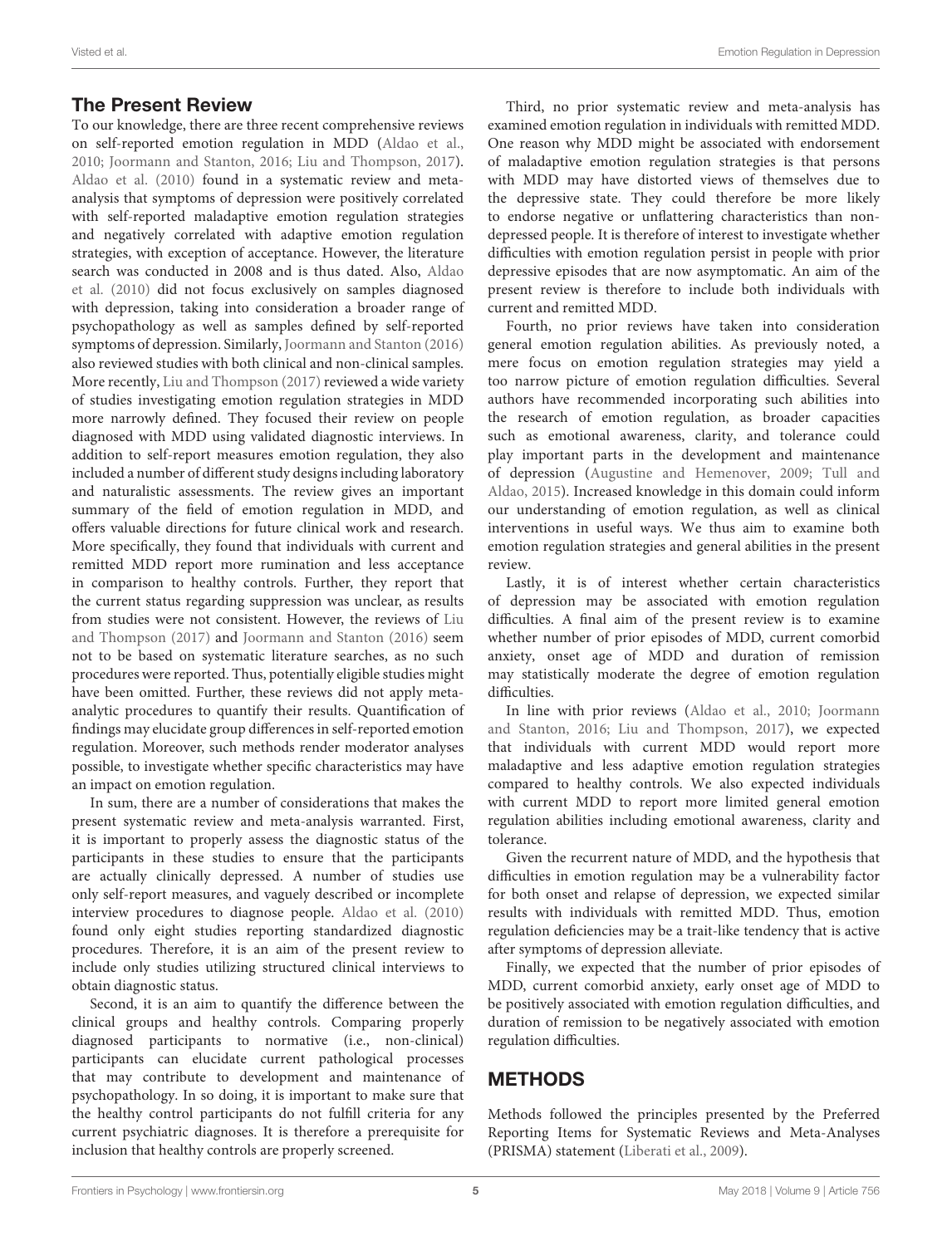## The Present Review

To our knowledge, there are three recent comprehensive reviews on self-reported emotion regulation in MDD (Aldao et al., 2010; Joormann and Stanton, 2016; Liu and Thompson, 2017). Aldao et al. (2010) found in a systematic review and meta-analysis that symptoms of depression were positively correlated with self-reported maladaptive emotion regulation strategies and negatively correlated with adaptive emotion regulation strategies, with exception of acceptance. However, the literature search was conducted in 2008 and is thus dated. Also, Aldao et al. (2010) did not focus exclusively on samples diagnosed with depression, taking into consideration a broader range of psychopathology as well as samples defined by self-reported symptoms of depression. Similarly, Joormann and Stanton (2016) also reviewed studies with both clinical and non-clinical samples. More recently, Liu and Thompson (2017) reviewed a wide variety of studies investigating emotion regulation strategies in MDD more narrowly defined. They focused their review on people diagnosed with MDD using validated diagnostic interviews. In addition to self-report measures emotion regulation, they also included a number of different study designs including laboratory and naturalistic assessments. The review gives an important summary of the field of emotion regulation in MDD, and offers valuable directions for future clinical work and research. More specifically, they found that individuals with current and remitted MDD report more rumination and less acceptance in comparison to healthy controls. Further, they report that the current status regarding suppression was unclear, as results from studies were not consistent. However, the reviews of Liu and Thompson (2017) and Joormann and Stanton (2016) seem not to be based on systematic literature searches, as no such procedures were reported. Thus, potentially eligible studies might have been omitted. Further, these reviews did not apply meta-analytic procedures to quantify their results. Quantification of findings may elucidate group differences in self-reported emotion regulation. Moreover, such methods render moderator analyses possible, to investigate whether specific characteristics may have an impact on emotion regulation.

In sum, there are a number of considerations that makes the present systematic review and meta-analysis warranted. First, it is important to properly assess the diagnostic status of the participants in these studies to ensure that the participants are actually clinically depressed. A number of studies use only self-report measures, and vaguely described or incomplete interview procedures to diagnose people. Aldao et al. (2010) found only eight studies reporting standardized diagnostic procedures. Therefore, it is an aim of the present review to include only studies utilizing structured clinical interviews to obtain diagnostic status.

Second, it is an aim to quantify the difference between the clinical groups and healthy controls. Comparing properly diagnosed participants to normative (i.e., non-clinical) participants can elucidate current pathological processes that may contribute to development and maintenance of psychopathology. In so doing, it is important to make sure that the healthy control participants do not fulfill criteria for any current psychiatric diagnoses. It is therefore a prerequisite for inclusion that healthy controls are properly screened.

Third, no prior systematic review and meta-analysis has examined emotion regulation in individuals with remitted MDD. One reason why MDD might be associated with endorsement of maladaptive emotion regulation strategies is that persons with MDD may have distorted views of themselves due to the depressive state. They could therefore be more likely to endorse negative or unflattering characteristics than non-depressed people. It is therefore of interest to investigate whether difficulties with emotion regulation persist in people with prior depressive episodes that are now asymptomatic. An aim of the present review is therefore to include both individuals with current and remitted MDD.

Fourth, no prior reviews have taken into consideration general emotion regulation abilities. As previously noted, a mere focus on emotion regulation strategies may yield a too narrow picture of emotion regulation difficulties. Several authors have recommended incorporating such abilities into the research of emotion regulation, as broader capacities such as emotional awareness, clarity, and tolerance could play important parts in the development and maintenance of depression (Augustine and Hemenover, 2009; Tull and Aldao, 2015). Increased knowledge in this domain could inform our understanding of emotion regulation, as well as clinical interventions in useful ways. We thus aim to examine both emotion regulation strategies and general abilities in the present review.

Lastly, it is of interest whether certain characteristics of depression may be associated with emotion regulation difficulties. A final aim of the present review is to examine whether number of prior episodes of MDD, current comorbid anxiety, onset age of MDD and duration of remission may statistically moderate the degree of emotion regulation difficulties.

In line with prior reviews (Aldao et al., 2010; Joormann and Stanton, 2016; Liu and Thompson, 2017), we expected that individuals with current MDD would report more maladaptive and less adaptive emotion regulation strategies compared to healthy controls. We also expected individuals with current MDD to report more limited general emotion regulation abilities including emotional awareness, clarity and tolerance.

Given the recurrent nature of MDD, and the hypothesis that difficulties in emotion regulation may be a vulnerability factor for both onset and relapse of depression, we expected similar results with individuals with remitted MDD. Thus, emotion regulation deficiencies may be a trait-like tendency that is active after symptoms of depression alleviate.

Finally, we expected that the number of prior episodes of MDD, current comorbid anxiety, early onset age of MDD to be positively associated with emotion regulation difficulties, and duration of remission to be negatively associated with emotion regulation difficulties.

# METHODS

Methods followed the principles presented by the Preferred Reporting Items for Systematic Reviews and Meta-Analyses (PRISMA) statement (Liberati et al., 2009).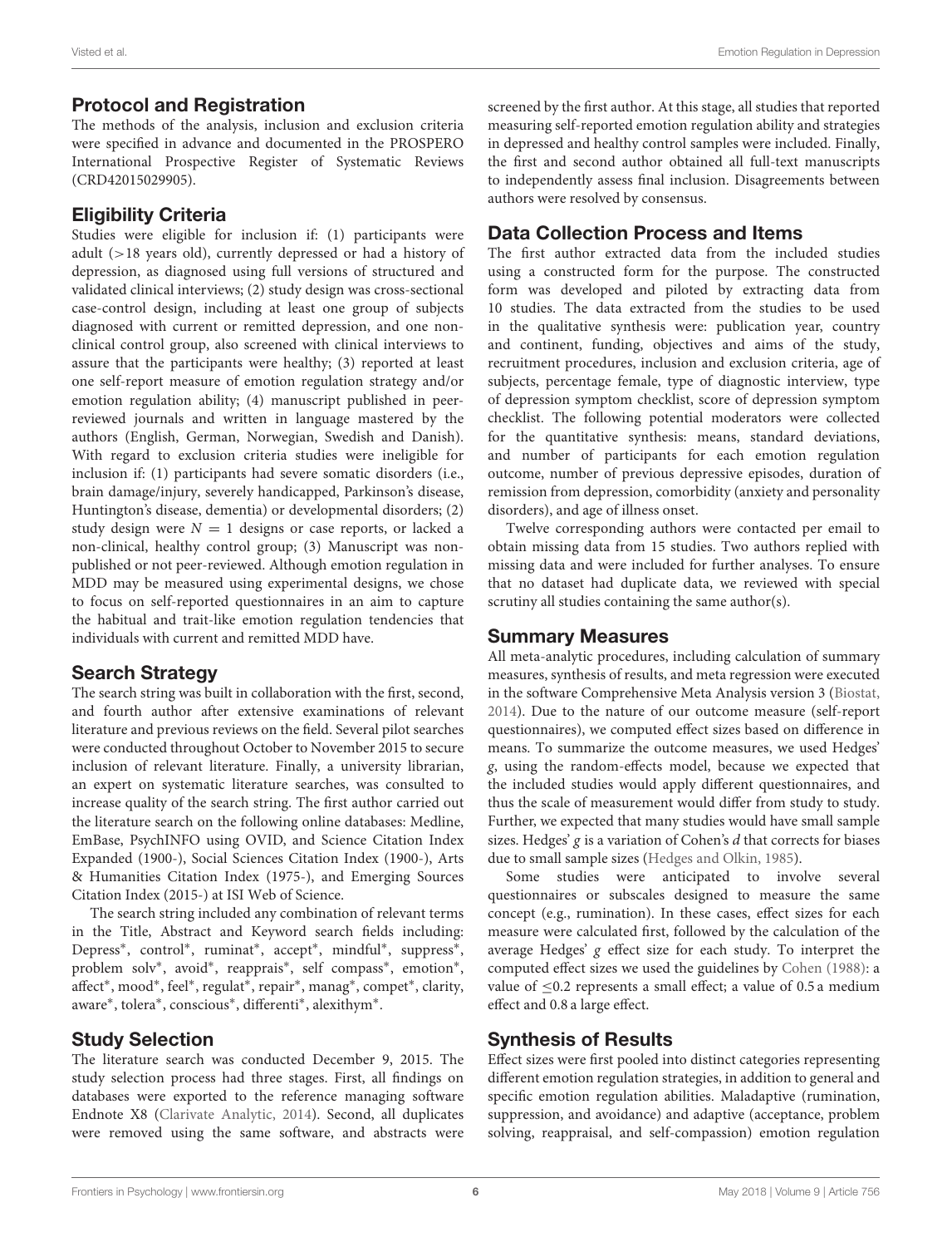## Protocol and Registration

The methods of the analysis, inclusion and exclusion criteria were specified in advance and documented in the PROSPERO International Prospective Register of Systematic Reviews (CRD42015029905).

## Eligibility Criteria

Studies were eligible for inclusion if: (1) participants were adult (>18 years old), currently depressed or had a history of depression, as diagnosed using full versions of structured and validated clinical interviews; (2) study design was cross-sectional case-control design, including at least one group of subjects diagnosed with current or remitted depression, and one non-clinical control group, also screened with clinical interviews to assure that the participants were healthy; (3) reported at least one self-report measure of emotion regulation strategy and/or emotion regulation ability; (4) manuscript published in peer-reviewed journals and written in language mastered by the authors (English, German, Norwegian, Swedish and Danish). With regard to exclusion criteria studies were ineligible for inclusion if: (1) participants had severe somatic disorders (i.e., brain damage/injury, severely handicapped, Parkinson's disease, Huntington's disease, dementia) or developmental disorders; (2) study design were $N = 1$ designs or case reports, or lacked a non-clinical, healthy control group; (3) Manuscript was non-published or not peer-reviewed. Although emotion regulation in MDD may be measured using experimental designs, we chose to focus on self-reported questionnaires in an aim to capture the habitual and trait-like emotion regulation tendencies that individuals with current and remitted MDD have.

## Search Strategy

The search string was built in collaboration with the first, second, and fourth author after extensive examinations of relevant literature and previous reviews on the field. Several pilot searches were conducted throughout October to November 2015 to secure inclusion of relevant literature. Finally, a university librarian, an expert on systematic literature searches, was consulted to increase quality of the search string. The first author carried out the literature search on the following online databases: Medline, EmBase, PsychINFO using OVID, and Science Citation Index Expanded (1900-), Social Sciences Citation Index (1900-), Arts & Humanities Citation Index (1975-), and Emerging Sources Citation Index (2015-) at ISI Web of Science.

The search string included any combination of relevant terms in the Title, Abstract and Keyword search fields including: Depress*, control*, ruminat*, accept*, mindful*, suppress*, problem solv*, avoid*, reapprais*, self compass*, emotion*, affect*, mood*, feel*, regulat*, repair*, manag*, compet*, clarity, aware*, tolera*, conscious*, differenti*, alexithym*.

## Study Selection

The literature search was conducted December 9, 2015. The study selection process had three stages. First, all findings on databases were exported to the reference managing software Endnote X8 (Clarivate Analytic, 2014). Second, all duplicates were removed using the same software, and abstracts were screened by the first author. At this stage, all studies that reported measuring self-reported emotion regulation ability and strategies in depressed and healthy control samples were included. Finally, the first and second author obtained all full-text manuscripts to independently assess final inclusion. Disagreements between authors were resolved by consensus.

## Data Collection Process and Items

The first author extracted data from the included studies using a constructed form for the purpose. The constructed form was developed and piloted by extracting data from 10 studies. The data extracted from the studies to be used in the qualitative synthesis were: publication year, country and continent, funding, objectives and aims of the study, recruitment procedures, inclusion and exclusion criteria, age of subjects, percentage female, type of diagnostic interview, type of depression symptom checklist, score of depression symptom checklist. The following potential moderators were collected for the quantitative synthesis: means, standard deviations, and number of participants for each emotion regulation outcome, number of previous depressive episodes, duration of remission from depression, comorbidity (anxiety and personality disorders), and age of illness onset.

Twelve corresponding authors were contacted per email to obtain missing data from 15 studies. Two authors replied with missing data and were included for further analyses. To ensure that no dataset had duplicate data, we reviewed with special scrutiny all studies containing the same author(s).

## Summary Measures

All meta-analytic procedures, including calculation of summary measures, synthesis of results, and meta regression were executed in the software Comprehensive Meta Analysis version 3 (Biostat, 2014). Due to the nature of our outcome measure (self-report questionnaires), we computed effect sizes based on difference in means. To summarize the outcome measures, we used Hedges' *g*, using the random-effects model, because we expected that the included studies would apply different questionnaires, and thus the scale of measurement would differ from study to study. Further, we expected that many studies would have small sample sizes. Hedges' *g* is a variation of Cohen's *d* that corrects for biases due to small sample sizes (Hedges and Olkin, 1985).

Some studies were anticipated to involve several questionnaires or subscales designed to measure the same concept (e.g., rumination). In these cases, effect sizes for each measure were calculated first, followed by the calculation of the average Hedges' *g* effect size for each study. To interpret the computed effect sizes we used the guidelines by Cohen (1988): a value of $\leq 0.2$ represents a small effect; a value of 0.5 a medium effect and 0.8 a large effect.

## Synthesis of Results

Effect sizes were first pooled into distinct categories representing different emotion regulation strategies, in addition to general and specific emotion regulation abilities. Maladaptive (rumination, suppression, and avoidance) and adaptive (acceptance, problem solving, reappraisal, and self-compassion) emotion regulation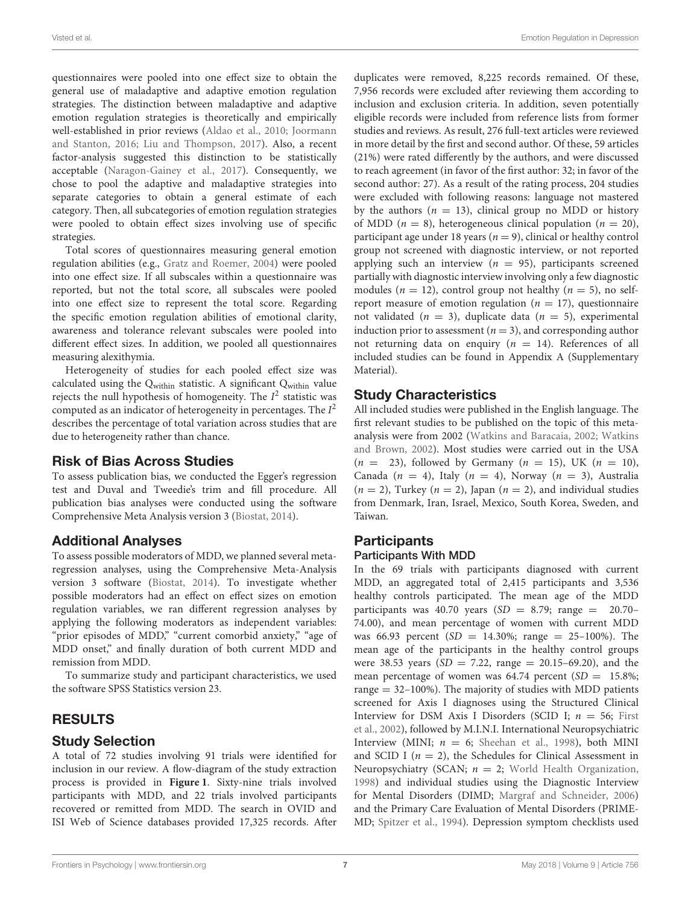questionnaires were pooled into one effect size to obtain the general use of maladaptive and adaptive emotion regulation strategies. The distinction between maladaptive and adaptive emotion regulation strategies is theoretically and empirically well-established in prior reviews (Aldao et al., 2010; Joormann and Stanton, 2016; Liu and Thompson, 2017). Also, a recent factor-analysis suggested this distinction to be statistically acceptable (Naragon-Gainey et al., 2017). Consequently, we chose to pool the adaptive and maladaptive strategies into separate categories to obtain a general estimate of each category. Then, all subcategories of emotion regulation strategies were pooled to obtain effect sizes involving use of specific strategies.

Total scores of questionnaires measuring general emotion regulation abilities (e.g., Gratz and Roemer, 2004) were pooled into one effect size. If all subscales within a questionnaire was reported, but not the total score, all subscales were pooled into one effect size to represent the total score. Regarding the specific emotion regulation abilities of emotional clarity, awareness and tolerance relevant subscales were pooled into different effect sizes. In addition, we pooled all questionnaires measuring alexithymia.

Heterogeneity of studies for each pooled effect size was calculated using the $Q_{within}$ statistic. A significant $Q_{within}$ value rejects the null hypothesis of homogeneity. The $I^2$ statistic was computed as an indicator of heterogeneity in percentages. The $I^2$ describes the percentage of total variation across studies that are due to heterogeneity rather than chance.

## Risk of Bias Across Studies

To assess publication bias, we conducted the Egger's regression test and Duval and Tweedie's trim and fill procedure. All publication bias analyses were conducted using the software Comprehensive Meta Analysis version 3 (Biostat, 2014).

## Additional Analyses

To assess possible moderators of MDD, we planned several meta-regression analyses, using the Comprehensive Meta-Analysis version 3 software (Biostat, 2014). To investigate whether possible moderators had an effect on effect sizes on emotion regulation variables, we ran different regression analyses by applying the following moderators as independent variables: "prior episodes of MDD," "current comorbid anxiety," "age of MDD onset," and finally duration of both current MDD and remission from MDD.

To summarize study and participant characteristics, we used the software SPSS Statistics version 23.

# RESULTS

## Study Selection

A total of 72 studies involving 91 trials were identified for inclusion in our review. A flow-diagram of the study extraction process is provided in **Figure 1**. Sixty-nine trials involved participants with MDD, and 22 trials involved participants recovered or remitted from MDD. The search in OVID and ISI Web of Science databases provided 17,325 records. After duplicates were removed, 8,225 records remained. Of these, 7,956 records were excluded after reviewing them according to inclusion and exclusion criteria. In addition, seven potentially eligible records were included from reference lists from former studies and reviews. As result, 276 full-text articles were reviewed in more detail by the first and second author. Of these, 59 articles (21%) were rated differently by the authors, and were discussed to reach agreement (in favor of the first author: 32; in favor of the second author: 27). As a result of the rating process, 204 studies were excluded with following reasons: language not mastered by the authors ($n = 13$), clinical group no MDD or history of MDD ($n = 8$), heterogeneous clinical population ($n = 20$), participant age under 18 years ($n = 9$), clinical or healthy control group not screened with diagnostic interview, or not reported applying such an interview ($n = 95$), participants screened partially with diagnostic interview involving only a few diagnostic modules ($n = 12$), control group not healthy ($n = 5$), no self-report measure of emotion regulation ($n = 17$), questionnaire not validated ($n = 3$), duplicate data ($n = 5$), experimental induction prior to assessment ($n = 3$), and corresponding author not returning data on enquiry ($n = 14$). References of all included studies can be found in Appendix A (Supplementary Material).

## Study Characteristics

All included studies were published in the English language. The first relevant studies to be published on the topic of this meta-analysis were from 2002 (Watkins and Baracaia, 2002; Watkins and Brown, 2002). Most studies were carried out in the USA ($n = 23$), followed by Germany ($n = 15$), UK ($n = 10$), Canada ($n = 4$), Italy ($n = 4$), Norway ($n = 3$), Australia ($n = 2$), Turkey ($n = 2$), Japan ($n = 2$), and individual studies from Denmark, Iran, Israel, Mexico, South Korea, Sweden, and Taiwan.

## Participants

### Participants With MDD

In the 69 trials with participants diagnosed with current MDD, an aggregated total of 2,415 participants and 3,536 healthy controls participated. The mean age of the MDD participants was 40.70 years ($SD = 8.79$; range = 20.70–74.00), and mean percentage of women with current MDD was 66.93 percent ($SD = 14.30\%$; range = 25–100%). The mean age of the participants in the healthy control groups were 38.53 years ($SD = 7.22$, range = 20.15–69.20), and the mean percentage of women was 64.74 percent ($SD = 15.8\%$; range = 32–100%). The majority of studies with MDD patients screened for Axis I diagnoses using the Structured Clinical Interview for DSM Axis I Disorders (SCID I; $n = 56$; First et al., 2002), followed by M.I.N.I. International Neuropsychiatric Interview (MINI; $n = 6$; Sheehan et al., 1998), both MINI and SCID I ($n = 2$), the Schedules for Clinical Assessment in Neuropsychiatry (SCAN; $n = 2$; World Health Organization, 1998) and individual studies using the Diagnostic Interview for Mental Disorders (DIMD; Margraf and Schneider, 2006) and the Primary Care Evaluation of Mental Disorders (PRIME-MD; Spitzer et al., 1994). Depression symptom checklists used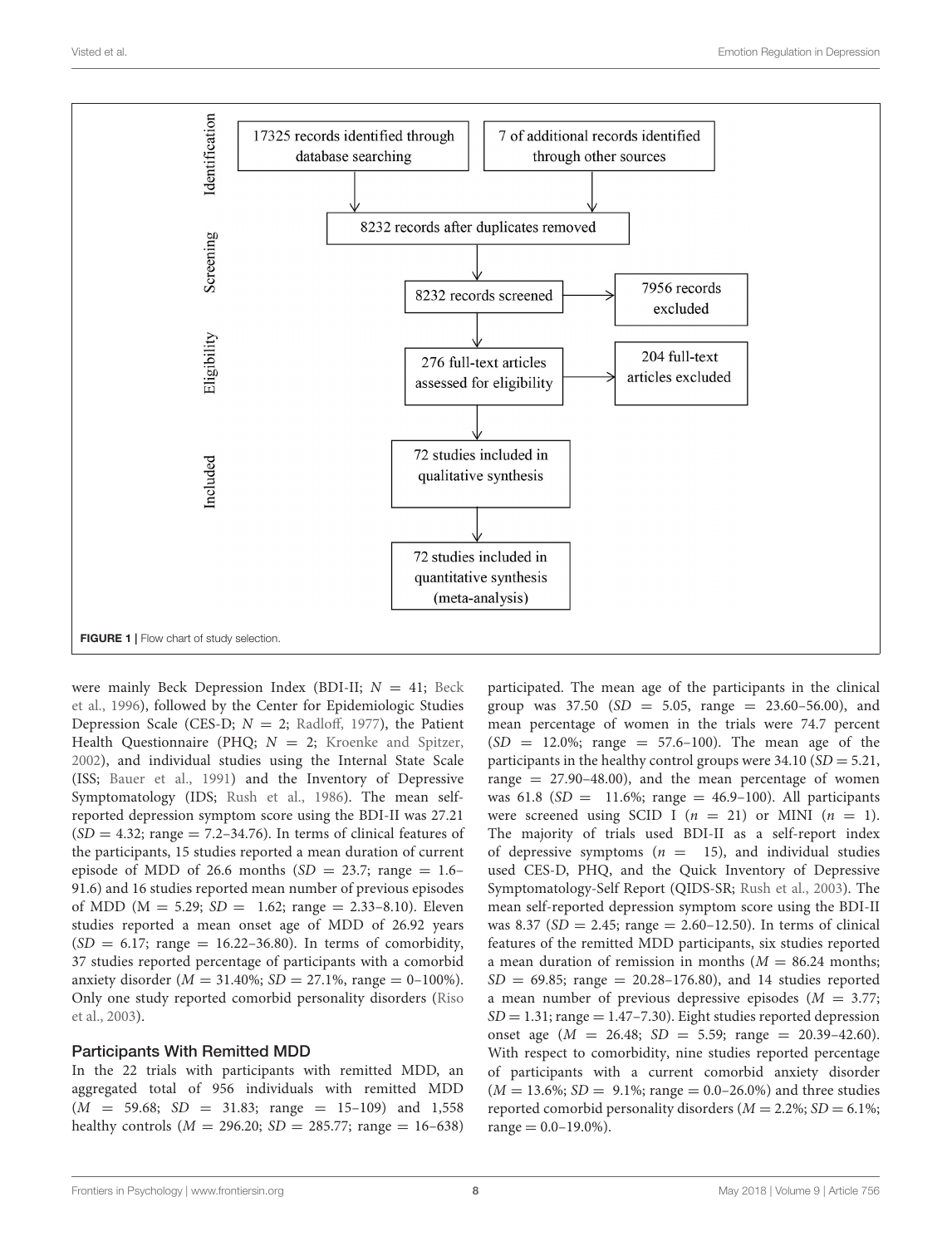FIGURE 1 | Flow chart of study selection.

were mainly Beck Depression Index (BDI-II; $N = 41$; Beck et al., 1996), followed by the Center for Epidemiologic Studies Depression Scale (CES-D; $N = 2$; Radloff, 1977), the Patient Health Questionnaire (PHQ; $N = 2$; Kroenke and Spitzer, 2002), and individual studies using the Internal State Scale (ISS; Bauer et al., 1991) and the Inventory of Depressive Symptomatology (IDS; Rush et al., 1986). The mean self-reported depression symptom score using the BDI-II was 27.21 ($SD = 4.32$; range = 7.2–34.76). In terms of clinical features of the participants, 15 studies reported a mean duration of current episode of MDD of 26.6 months ($SD = 23.7$; range = 1.6–91.6) and 16 studies reported mean number of previous episodes of MDD (M = 5.29; $SD = 1.62$; range = 2.33–8.10). Eleven studies reported a mean onset age of MDD of 26.92 years ($SD = 6.17$; range = 16.22–36.80). In terms of comorbidity, 37 studies reported percentage of participants with a comorbid anxiety disorder ($M = 31.40\%$; $SD = 27.1\%$, range = 0–100%). Only one study reported comorbid personality disorders (Riso et al., 2003).

### Participants With Remitted MDD

In the 22 trials with participants with remitted MDD, an aggregated total of 956 individuals with remitted MDD ($M = 59.68$; $SD = 31.83$; range = 15–109) and 1,558 healthy controls ($M = 296.20$; $SD = 285.77$; range = 16–638) participated. The mean age of the participants in the clinical group was 37.50 ($SD = 5.05$, range = 23.60–56.00), and mean percentage of women in the trials were 74.7 percent ($SD = 12.0\%$; range = 57.6–100). The mean age of the participants in the healthy control groups were 34.10 ($SD = 5.21$, range = 27.90–48.00), and the mean percentage of women was 61.8 ($SD = 11.6\%$; range = 46.9–100). All participants were screened using SCID I ($n = 21$) or MINI ($n = 1$). The majority of trials used BDI-II as a self-report index of depressive symptoms ($n = 15$), and individual studies used CES-D, PHQ, and the Quick Inventory of Depressive Symptomatology-Self Report (QIDS-SR; Rush et al., 2003). The mean self-reported depression symptom score using the BDI-II was 8.37 ($SD = 2.45$; range = 2.60–12.50). In terms of clinical features of the remitted MDD participants, six studies reported a mean duration of remission in months ($M = 86.24$ months; $SD = 69.85$; range = 20.28–176.80), and 14 studies reported a mean number of previous depressive episodes ($M = 3.77$; $SD = 1.31$; range = 1.47–7.30). Eight studies reported depression onset age ($M = 26.48$; $SD = 5.59$; range = 20.39–42.60). With respect to comorbidity, nine studies reported percentage of participants with a current comorbid anxiety disorder ($M = 13.6\%$; $SD = 9.1\%$; range = 0.0–26.0%) and three studies reported comorbid personality disorders ($M = 2.2\%$; $SD = 6.1\%$; range = 0.0–19.0%).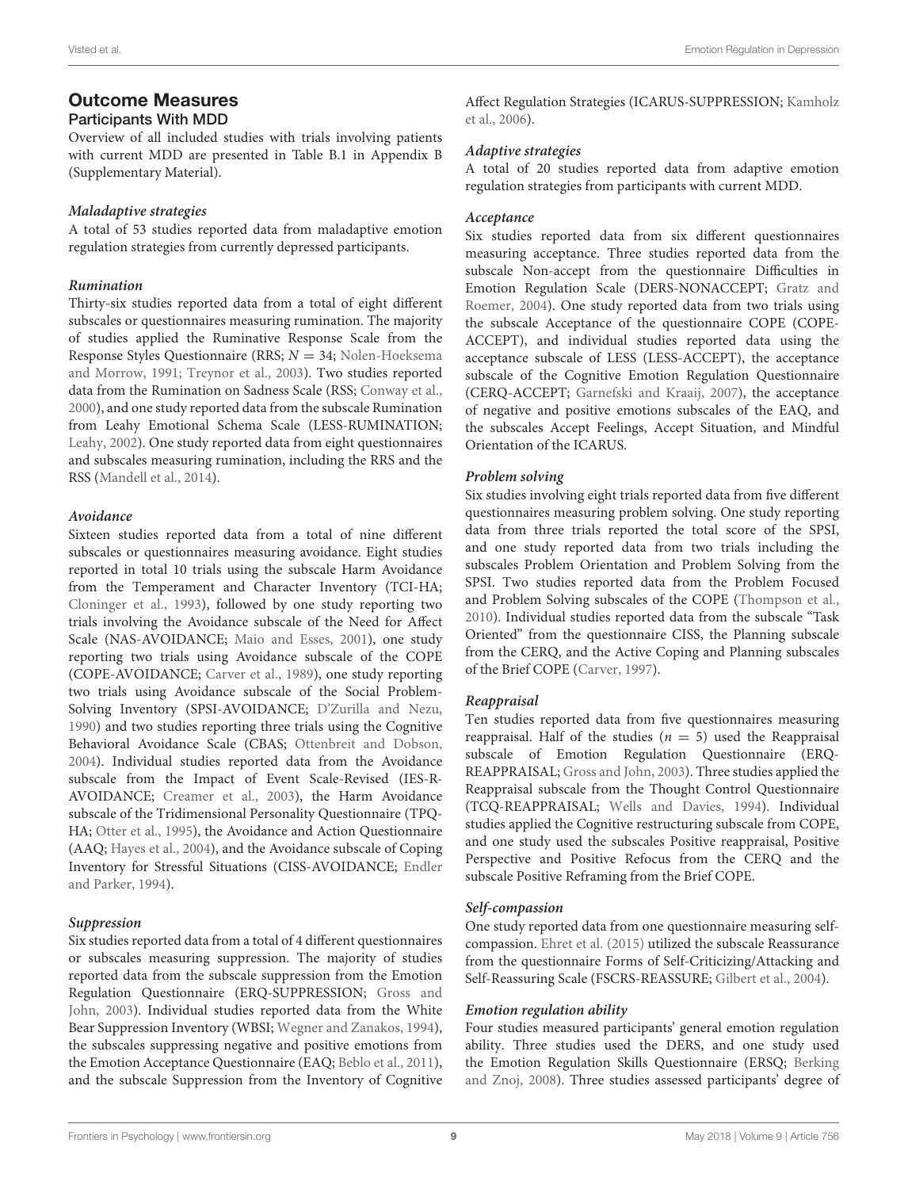## Outcome Measures

### Participants With MDD

Overview of all included studies with trials involving patients with current MDD are presented in Table B.1 in Appendix B (Supplementary Material).

#### *Maladaptive strategies*

A total of 53 studies reported data from maladaptive emotion regulation strategies from currently depressed participants.

#### *Rumination*

Thirty-six studies reported data from a total of eight different subscales or questionnaires measuring rumination. The majority of studies applied the Ruminative Response Scale from the Response Styles Questionnaire (RRS; $N = 34$; Nolen-Hoeksema and Morrow, 1991; Treynor et al., 2003). Two studies reported data from the Rumination on Sadness Scale (RSS; Conway et al., 2000), and one study reported data from the subscale Rumination from Leahy Emotional Schema Scale (LESS-RUMINATION; Leahy, 2002). One study reported data from eight questionnaires and subscales measuring rumination, including the RRS and the RSS (Mandell et al., 2014).

#### *Avoidance*

Sixteen studies reported data from a total of nine different subscales or questionnaires measuring avoidance. Eight studies reported in total 10 trials using the subscale Harm Avoidance from the Temperament and Character Inventory (TCI-HA; Cloninger et al., 1993), followed by one study reporting two trials involving the Avoidance subscale of the Need for Affect Scale (NAS-AVOIDANCE; Maio and Esses, 2001), one study reporting two trials using Avoidance subscale of the COPE (COPE-AVOIDANCE; Carver et al., 1989), one study reporting two trials using Avoidance subscale of the Social Problem-Solving Inventory (SPSI-AVOIDANCE; D'Zurilla and Nezu, 1990) and two studies reporting three trials using the Cognitive Behavioral Avoidance Scale (CBAS; Ottenbreit and Dobson, 2004). Individual studies reported data from the Avoidance subscale from the Impact of Event Scale-Revised (IES-R-AVOIDANCE; Creamer et al., 2003), the Harm Avoidance subscale of the Tridimensional Personality Questionnaire (TPQ-HA; Otter et al., 1995), the Avoidance and Action Questionnaire (AAQ; Hayes et al., 2004), and the Avoidance subscale of Coping Inventory for Stressful Situations (CISS-AVOIDANCE; Endler and Parker, 1994).

#### *Suppression*

Six studies reported data from a total of 4 different questionnaires or subscales measuring suppression. The majority of studies reported data from the subscale suppression from the Emotion Regulation Questionnaire (ERQ-SUPPRESSION; Gross and John, 2003). Individual studies reported data from the White Bear Suppression Inventory (WBSI; Wegner and Zanakos, 1994), the subscales suppressing negative and positive emotions from the Emotion Acceptance Questionnaire (EAQ; Beblo et al., 2011), and the subscale Suppression from the Inventory of Cognitive Affect Regulation Strategies (ICARUS-SUPPRESSION; Kamholz et al., 2006).

#### *Adaptive strategies*

A total of 20 studies reported data from adaptive emotion regulation strategies from participants with current MDD.

#### *Acceptance*

Six studies reported data from six different questionnaires measuring acceptance. Three studies reported data from the subscale Non-accept from the questionnaire Difficulties in Emotion Regulation Scale (DERS-NONACCEPT; Gratz and Roemer, 2004). One study reported data from two trials using the subscale Acceptance of the questionnaire COPE (COPE-ACCEPT), and individual studies reported data using the acceptance subscale of LESS (LESS-ACCEPT), the acceptance subscale of the Cognitive Emotion Regulation Questionnaire (CERQ-ACCEPT; Garnefski and Kraaij, 2007), the acceptance of negative and positive emotions subscales of the EAQ, and the subscales Accept Feelings, Accept Situation, and Mindful Orientation of the ICARUS.

#### *Problem solving*

Six studies involving eight trials reported data from five different questionnaires measuring problem solving. One study reporting data from three trials reported the total score of the SPSI, and one study reported data from two trials including the subscales Problem Orientation and Problem Solving from the SPSI. Two studies reported data from the Problem Focused and Problem Solving subscales of the COPE (Thompson et al., 2010). Individual studies reported data from the subscale "Task Oriented" from the questionnaire CISS, the Planning subscale from the CERQ, and the Active Coping and Planning subscales of the Brief COPE (Carver, 1997).

#### *Reappraisal*

Ten studies reported data from five questionnaires measuring reappraisal. Half of the studies ($n = 5$) used the Reappraisal subscale of Emotion Regulation Questionnaire (ERQ-REAPPRAISAL; Gross and John, 2003). Three studies applied the Reappraisal subscale from the Thought Control Questionnaire (TCQ-REAPPRAISAL; Wells and Davies, 1994). Individual studies applied the Cognitive restructuring subscale from COPE, and one study used the subscales Positive reappraisal, Positive Perspective and Positive Refocus from the CERQ and the subscale Positive Reframing from the Brief COPE.

#### *Self-compassion*

One study reported data from one questionnaire measuring self-compassion. Ehret et al. (2015) utilized the subscale Reassurance from the questionnaire Forms of Self-Criticizing/Attacking and Self-Reassuring Scale (FSCRS-REASSURE; Gilbert et al., 2004).

#### *Emotion regulation ability*

Four studies measured participants' general emotion regulation ability. Three studies used the DERS, and one study used the Emotion Regulation Skills Questionnaire (ERSQ; Berking and Znoj, 2008). Three studies assessed participants' degree of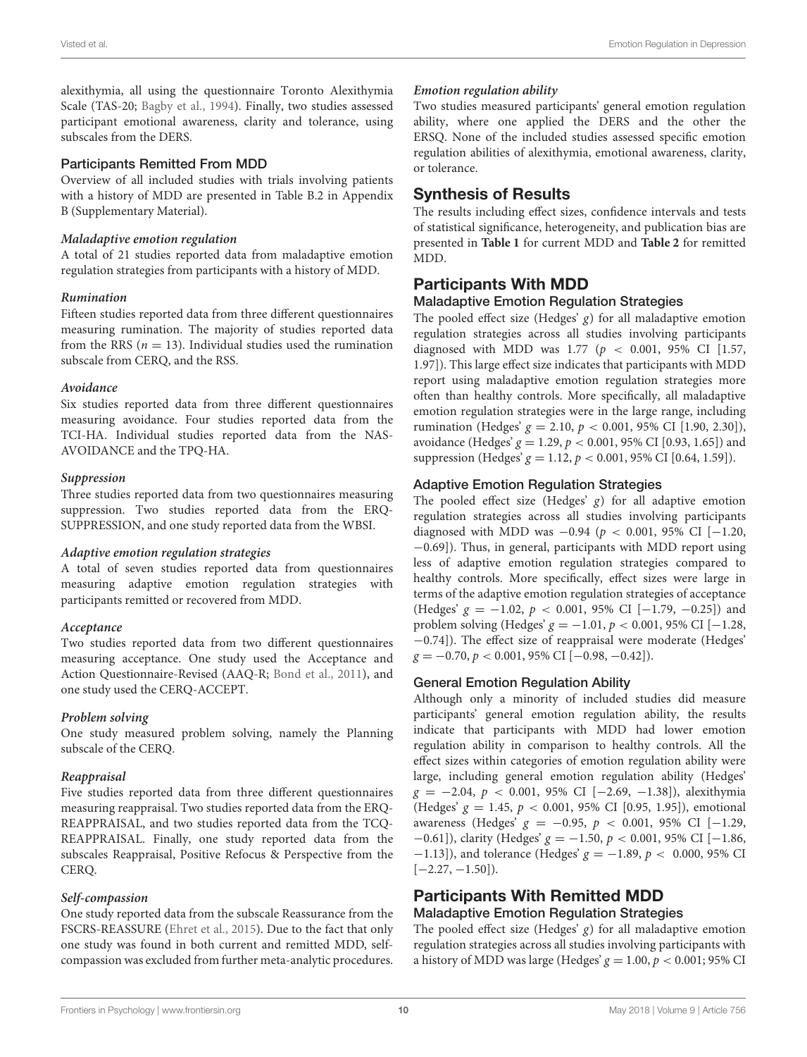alexithymia, all using the questionnaire Toronto Alexithymia Scale (TAS-20; Bagby et al., 1994). Finally, two studies assessed participant emotional awareness, clarity and tolerance, using subscales from the DERS.

### Participants Remitted From MDD

Overview of all included studies with trials involving patients with a history of MDD are presented in Table B.2 in Appendix B (Supplementary Material).

#### *Maladaptive emotion regulation*

A total of 21 studies reported data from maladaptive emotion regulation strategies from participants with a history of MDD.

#### *Rumination*

Fifteen studies reported data from three different questionnaires measuring rumination. The majority of studies reported data from the RRS ($n = 13$). Individual studies used the rumination subscale from CERQ, and the RSS.

#### *Avoidance*

Six studies reported data from three different questionnaires measuring avoidance. Four studies reported data from the TCI-HA. Individual studies reported data from the NAS-AVOIDANCE and the TPQ-HA.

#### *Suppression*

Three studies reported data from two questionnaires measuring suppression. Two studies reported data from the ERQ-SUPPRESSION, and one study reported data from the WBSI.

#### *Adaptive emotion regulation strategies*

A total of seven studies reported data from questionnaires measuring adaptive emotion regulation strategies with participants remitted or recovered from MDD.

#### *Acceptance*

Two studies reported data from two different questionnaires measuring acceptance. One study used the Acceptance and Action Questionnaire-Revised (AAQ-R; Bond et al., 2011), and one study used the CERQ-ACCEPT.

#### *Problem solving*

One study measured problem solving, namely the Planning subscale of the CERQ.

#### *Reappraisal*

Five studies reported data from three different questionnaires measuring reappraisal. Two studies reported data from the ERQ-REAPPRAISAL, and two studies reported data from the TCQ-REAPPRAISAL. Finally, one study reported data from the subscales Reappraisal, Positive Refocus & Perspective from the CERQ.

#### *Self-compassion*

One study reported data from the subscale Reassurance from the FSCRS-REASSURE (Ehret et al., 2015). Due to the fact that only one study was found in both current and remitted MDD, self-compassion was excluded from further meta-analytic procedures.

#### *Emotion regulation ability*

Two studies measured participants' general emotion regulation ability, where one applied the DERS and the other the ERSQ. None of the included studies assessed specific emotion regulation abilities of alexithymia, emotional awareness, clarity, or tolerance.

## Synthesis of Results

The results including effect sizes, confidence intervals and tests of statistical significance, heterogeneity, and publication bias are presented in **Table 1** for current MDD and **Table 2** for remitted MDD.

## Participants With MDD

### Maladaptive Emotion Regulation Strategies

The pooled effect size (Hedges' $g$) for all maladaptive emotion regulation strategies across all studies involving participants diagnosed with MDD was 1.77 ($p < 0.001$, 95% CI [1.57, 1.97]). This large effect size indicates that participants with MDD report using maladaptive emotion regulation strategies more often than healthy controls. More specifically, all maladaptive emotion regulation strategies were in the large range, including rumination (Hedges' $g = 2.10$, $p < 0.001$, 95% CI [1.90, 2.30]), avoidance (Hedges' $g = 1.29$, $p < 0.001$, 95% CI [0.93, 1.65]) and suppression (Hedges' $g = 1.12$, $p < 0.001$, 95% CI [0.64, 1.59]).

### Adaptive Emotion Regulation Strategies

The pooled effect size (Hedges' $g$) for all adaptive emotion regulation strategies across all studies involving participants diagnosed with MDD was −0.94 ($p < 0.001$, 95% CI [−1.20, −0.69]). Thus, in general, participants with MDD report using less of adaptive emotion regulation strategies compared to healthy controls. More specifically, effect sizes were large in terms of the adaptive emotion regulation strategies of acceptance (Hedges' $g = -1.02$, $p < 0.001$, 95% CI [−1.79, −0.25]) and problem solving (Hedges' $g = -1.01$, $p < 0.001$, 95% CI [−1.28, −0.74]). The effect size of reappraisal were moderate (Hedges' $g = -0.70$, $p < 0.001$, 95% CI [−0.98, −0.42]).

### General Emotion Regulation Ability

Although only a minority of included studies did measure participants' general emotion regulation ability, the results indicate that participants with MDD had lower emotion regulation ability in comparison to healthy controls. All the effect sizes within categories of emotion regulation ability were large, including general emotion regulation ability (Hedges' $g = -2.04$, $p < 0.001$, 95% CI [−2.69, −1.38]), alexithymia (Hedges' $g = 1.45$, $p < 0.001$, 95% CI [0.95, 1.95]), emotional awareness (Hedges' $g = -0.95$, $p < 0.001$, 95% CI [−1.29, −0.61]), clarity (Hedges' $g = -1.50$, $p < 0.001$, 95% CI [−1.86, −1.13]), and tolerance (Hedges' $g = -1.89$, $p < 0.000$, 95% CI [−2.27, −1.50]).

## Participants With Remitted MDD

### Maladaptive Emotion Regulation Strategies

The pooled effect size (Hedges' $g$) for all maladaptive emotion regulation strategies across all studies involving participants with a history of MDD was large (Hedges' $g = 1.00$, $p < 0.001$; 95% CI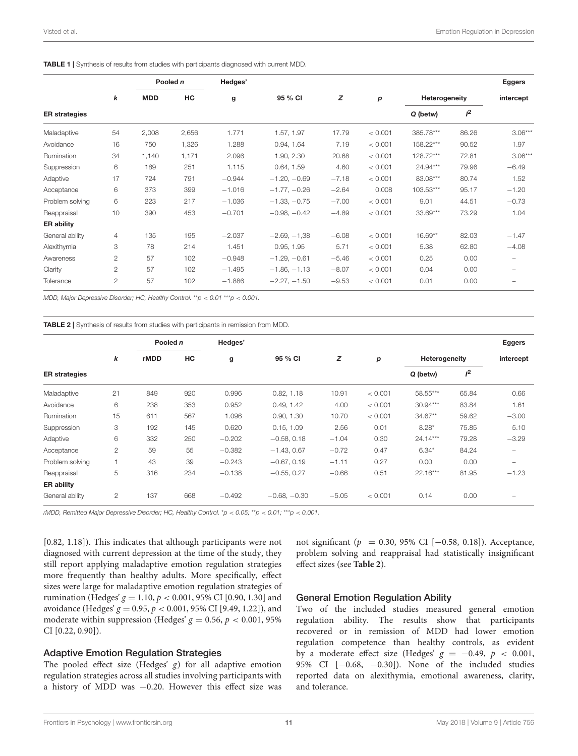**TABLE 1 |** Synthesis of results from studies with participants diagnosed with current MDD.

| ER strategies | *k* | Pooled *n* MDD | Pooled *n* HC | Hedges' g | 95 % CI | Z | p | Heterogeneity Q (betw) | Heterogeneity $I^2$ | Eggers intercept |
|---|---|---|---|---|---|---|---|---|---|---|
| Maladaptive | 54 | 2,008 | 2,656 | 1.771 | 1.57, 1.97 | 17.79 | < 0.001 | 385.78*** | 86.26 | 3.06*** |
| Avoidance | 16 | 750 | 1,326 | 1.288 | 0.94, 1.64 | 7.19 | < 0.001 | 158.22*** | 90.52 | 1.97 |
| Rumination | 34 | 1,140 | 1,171 | 2.096 | 1.90, 2.30 | 20.68 | < 0.001 | 128.72*** | 72.81 | 3.06*** |
| Suppression | 6 | 189 | 251 | 1.115 | 0.64, 1.59 | 4.60 | < 0.001 | 24.94*** | 79.96 | −6.49 |
| Adaptive | 17 | 724 | 791 | −0.944 | −1.20, −0.69 | −7.18 | < 0.001 | 83.08*** | 80.74 | 1.52 |
| Acceptance | 6 | 373 | 399 | −1.016 | −1.77, −0.26 | −2.64 | 0.008 | 103.53*** | 95.17 | −1.20 |
| Problem solving | 6 | 223 | 217 | −1.036 | −1.33, −0.75 | −7.00 | < 0.001 | 9.01 | 44.51 | −0.73 |
| Reappraisal | 10 | 390 | 453 | −0.701 | −0.98, −0.42 | −4.89 | < 0.001 | 33.69*** | 73.29 | 1.04 |
| **ER ability** | | | | | | | | | | |
| General ability | 4 | 135 | 195 | −2.037 | −2.69, −1,38 | −6.08 | < 0.001 | 16.69** | 82.03 | −1.47 |
| Alexithymia | 3 | 78 | 214 | 1.451 | 0.95, 1.95 | 5.71 | < 0.001 | 5.38 | 62.80 | −4.08 |
| Awareness | 2 | 57 | 102 | −0.948 | −1.29, −0.61 | −5.46 | < 0.001 | 0.25 | 0.00 | – |
| Clarity | 2 | 57 | 102 | −1.495 | −1.86, −1.13 | −8.07 | < 0.001 | 0.04 | 0.00 | – |
| Tolerance | 2 | 57 | 102 | −1.886 | −2.27, −1.50 | −9.53 | < 0.001 | 0.01 | 0.00 | – |

*MDD, Major Depressive Disorder; HC, Healthy Control. **p < 0.01 ***p < 0.001.*

**TABLE 2 |** Synthesis of results from studies with participants in remission from MDD.

| ER strategies | *k* | Pooled *n* rMDD | Pooled *n* HC | Hedges' g | 95 % CI | Z | p | Heterogeneity Q (betw) | Heterogeneity $I^2$ | Eggers intercept |
|---|---|---|---|---|---|---|---|---|---|---|
| Maladaptive | 21 | 849 | 920 | 0.996 | 0.82, 1.18 | 10.91 | < 0.001 | 58.55*** | 65.84 | 0.66 |
| Avoidance | 6 | 238 | 353 | 0.952 | 0.49, 1.42 | 4.00 | < 0.001 | 30.94*** | 83.84 | 1.61 |
| Rumination | 15 | 611 | 567 | 1.096 | 0.90, 1.30 | 10.70 | < 0.001 | 34.67** | 59.62 | −3.00 |
| Suppression | 3 | 192 | 145 | 0.620 | 0.15, 1.09 | 2.56 | 0.01 | 8.28* | 75.85 | 5.10 |
| Adaptive | 6 | 332 | 250 | −0.202 | −0.58, 0.18 | −1.04 | 0.30 | 24.14*** | 79.28 | −3.29 |
| Acceptance | 2 | 59 | 55 | −0.382 | −1.43, 0.67 | −0.72 | 0.47 | 6.34* | 84.24 | – |
| Problem solving | 1 | 43 | 39 | −0.243 | −0.67, 0.19 | −1.11 | 0.27 | 0.00 | 0.00 | – |
| Reappraisal | 5 | 316 | 234 | −0.138 | −0.55, 0.27 | −0.66 | 0.51 | 22.16*** | 81.95 | −1.23 |
| **ER ability** | | | | | | | | | | |
| General ability | 2 | 137 | 668 | −0.492 | −0.68, −0.30 | −5.05 | < 0.001 | 0.14 | 0.00 | – |

*rMDD, Remitted Major Depressive Disorder; HC, Healthy Control. *p < 0.05; **p < 0.01; ***p < 0.001.*

[0.82, 1.18]). This indicates that although participants were not diagnosed with current depression at the time of the study, they still report applying maladaptive emotion regulation strategies more frequently than healthy adults. More specifically, effect sizes were large for maladaptive emotion regulation strategies of rumination (Hedges' $g = 1.10$, $p < 0.001$, 95% CI [0.90, 1.30] and avoidance (Hedges' $g = 0.95$, $p < 0.001$, 95% CI [9.49, 1.22]), and moderate within suppression (Hedges' $g = 0.56$, $p < 0.001$, 95% CI [0.22, 0.90]).

### Adaptive Emotion Regulation Strategies

The pooled effect size (Hedges' *g*) for all adaptive emotion regulation strategies across all studies involving participants with a history of MDD was −0.20. However this effect size was not significant ($p = 0.30$, 95% CI [−0.58, 0.18]). Acceptance, problem solving and reappraisal had statistically insignificant effect sizes (see **Table 2**).

### General Emotion Regulation Ability

Two of the included studies measured general emotion regulation ability. The results show that participants recovered or in remission of MDD had lower emotion regulation competence than healthy controls, as evident by a moderate effect size (Hedges' $g = -0.49$, $p < 0.001$, 95% CI [−0.68, −0.30]). None of the included studies reported data on alexithymia, emotional awareness, clarity, and tolerance.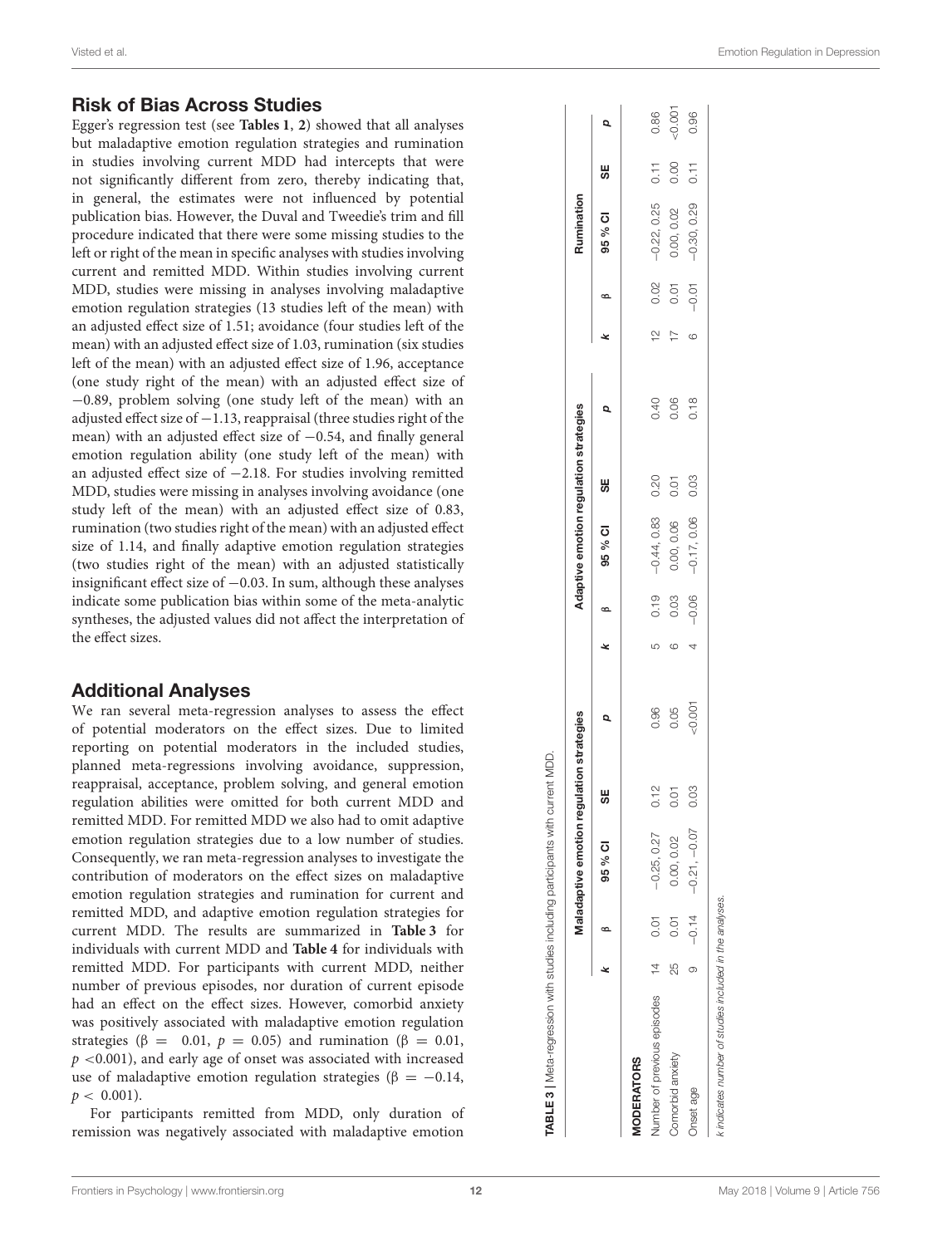## Risk of Bias Across Studies

Egger's regression test (see **Tables 1**, **2**) showed that all analyses but maladaptive emotion regulation strategies and rumination in studies involving current MDD had intercepts that were not significantly different from zero, thereby indicating that, in general, the estimates were not influenced by potential publication bias. However, the Duval and Tweedie's trim and fill procedure indicated that there were some missing studies to the left or right of the mean in specific analyses with studies involving current and remitted MDD. Within studies involving current MDD, studies were missing in analyses involving maladaptive emotion regulation strategies (13 studies left of the mean) with an adjusted effect size of 1.51; avoidance (four studies left of the mean) with an adjusted effect size of 1.03, rumination (six studies left of the mean) with an adjusted effect size of 1.96, acceptance (one study right of the mean) with an adjusted effect size of −0.89, problem solving (one study left of the mean) with an adjusted effect size of −1.13, reappraisal (three studies right of the mean) with an adjusted effect size of −0.54, and finally general emotion regulation ability (one study left of the mean) with an adjusted effect size of −2.18. For studies involving remitted MDD, studies were missing in analyses involving avoidance (one study left of the mean) with an adjusted effect size of 0.83, rumination (two studies right of the mean) with an adjusted effect size of 1.14, and finally adaptive emotion regulation strategies (two studies right of the mean) with an adjusted statistically insignificant effect size of −0.03. In sum, although these analyses indicate some publication bias within some of the meta-analytic syntheses, the adjusted values did not affect the interpretation of the effect sizes.

## Additional Analyses

We ran several meta-regression analyses to assess the effect of potential moderators on the effect sizes. Due to limited reporting on potential moderators in the included studies, planned meta-regressions involving avoidance, suppression, reappraisal, acceptance, problem solving, and general emotion regulation abilities were omitted for both current MDD and remitted MDD. For remitted MDD we also had to omit adaptive emotion regulation strategies due to a low number of studies. Consequently, we ran meta-regression analyses to investigate the contribution of moderators on the effect sizes on maladaptive emotion regulation strategies and rumination for current and remitted MDD, and adaptive emotion regulation strategies for current MDD. The results are summarized in **Table 3** for individuals with current MDD and **Table 4** for individuals with remitted MDD. For participants with current MDD, neither number of previous episodes, nor duration of current episode had an effect on the effect sizes. However, comorbid anxiety was positively associated with maladaptive emotion regulation strategies ($\beta = 0.01$, $p = 0.05$) and rumination ($\beta = 0.01$, $p < 0.001$), and early age of onset was associated with increased use of maladaptive emotion regulation strategies ($\beta = -0.14$, $p < 0.001$).

For participants remitted from MDD, only duration of remission was negatively associated with maladaptive emotion

**TABLE 3** | Meta-regression with studies including participants with current MDD.

| | Maladaptive emotion regulation strategies | | | | | Adaptive emotion regulation strategies | | | | | Rumination | | | | |
|---|---|---|---|---|---|---|---|---|---|---|---|---|---|---|---|
| | *k* | β | 95 % CI | SE | *p* | *k* | β | 95 % CI | SE | *p* | *k* | β | 95 % CI | SE | *p* |
| **MODERATORS** | | | | | | | | | | | | | | | |
| Number of previous episodes | 14 | 0.01 | −0.25, 0.27 | 0.12 | 0.96 | 5 | 0.19 | −0.44, 0.83 | 0.20 | 0.40 | 12 | 0.02 | −0.22, 0.25 | 0.11 | 0.86 |
| Comorbid anxiety | 25 | 0.01 | 0.00, 0.02 | 0.01 | 0.05 | 6 | 0.03 | 0.00, 0.06 | 0.01 | 0.06 | 17 | 0.01 | 0.00, 0.02 | 0.00 | <0.001 |
| Onset age | 9 | −0.14 | −0.21, −0.07 | 0.03 | <0.001 | 4 | −0.06 | −0.17, 0.06 | 0.03 | 0.18 | 6 | −0.01 | −0.30, 0.29 | 0.11 | 0.96 |

*k indicates number of studies included in the analyses.*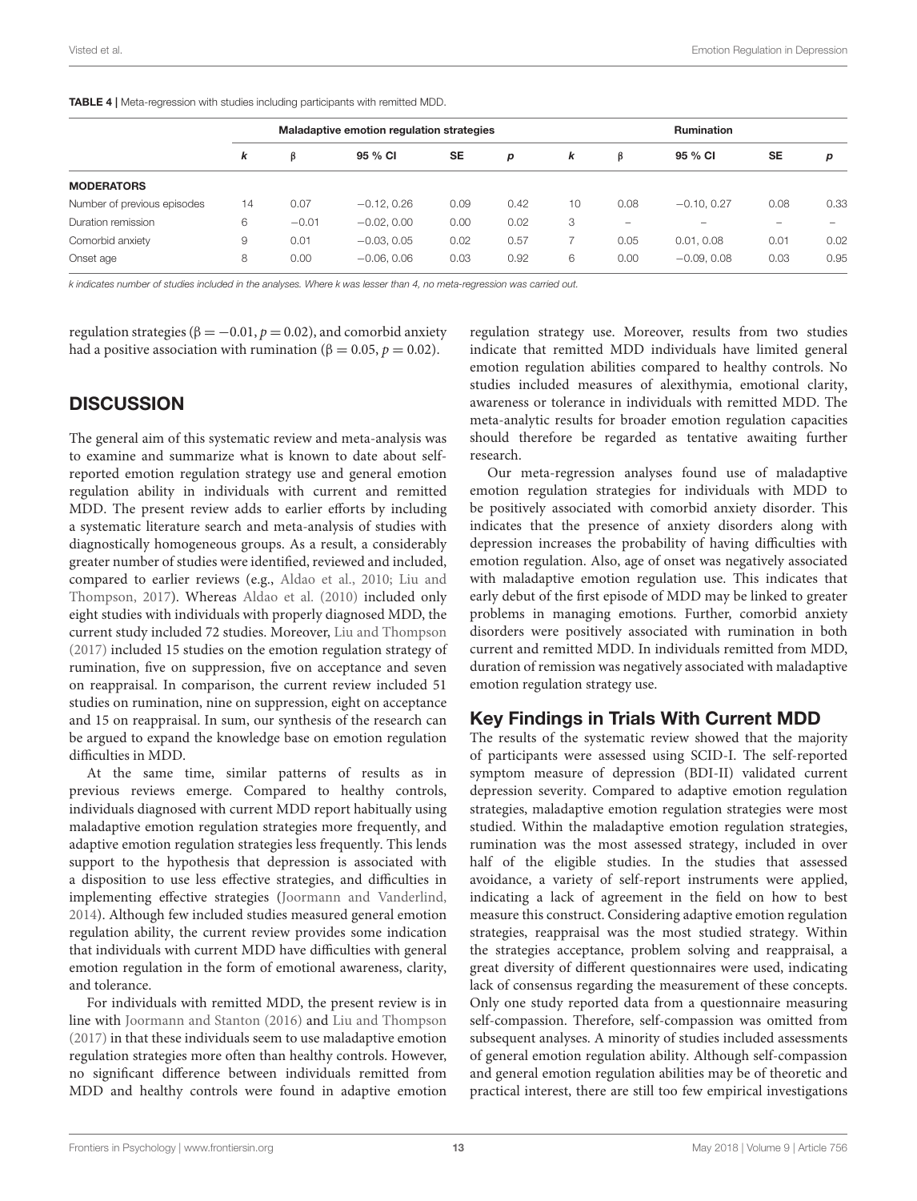**TABLE 4 |** Meta-regression with studies including participants with remitted MDD.

| | Maladaptive emotion regulation strategies | | | | | Rumination | | | | |
|---|---|---|---|---|---|---|---|---|---|---|
| | *k* | β | 95 % CI | SE | *p* | *k* | β | 95 % CI | SE | *p* |
| **MODERATORS** | | | | | | | | | | |
| Number of previous episodes | 14 | 0.07 | −0.12, 0.26 | 0.09 | 0.42 | 10 | 0.08 | −0.10, 0.27 | 0.08 | 0.33 |
| Duration remission | 6 | −0.01 | −0.02, 0.00 | 0.00 | 0.02 | 3 | – | – | – | – |
| Comorbid anxiety | 9 | 0.01 | −0.03, 0.05 | 0.02 | 0.57 | 7 | 0.05 | 0.01, 0.08 | 0.01 | 0.02 |
| Onset age | 8 | 0.00 | −0.06, 0.06 | 0.03 | 0.92 | 6 | 0.00 | −0.09, 0.08 | 0.03 | 0.95 |

*k indicates number of studies included in the analyses. Where k was lesser than 4, no meta-regression was carried out.*

regulation strategies ($\beta = -0.01$, $p = 0.02$), and comorbid anxiety had a positive association with rumination ($\beta = 0.05$, $p = 0.02$).

## DISCUSSION

The general aim of this systematic review and meta-analysis was to examine and summarize what is known to date about self-reported emotion regulation strategy use and general emotion regulation ability in individuals with current and remitted MDD. The present review adds to earlier efforts by including a systematic literature search and meta-analysis of studies with diagnostically homogeneous groups. As a result, a considerably greater number of studies were identified, reviewed and included, compared to earlier reviews (e.g., Aldao et al., 2010; Liu and Thompson, 2017). Whereas Aldao et al. (2010) included only eight studies with individuals with properly diagnosed MDD, the current study included 72 studies. Moreover, Liu and Thompson (2017) included 15 studies on the emotion regulation strategy of rumination, five on suppression, five on acceptance and seven on reappraisal. In comparison, the current review included 51 studies on rumination, nine on suppression, eight on acceptance and 15 on reappraisal. In sum, our synthesis of the research can be argued to expand the knowledge base on emotion regulation difficulties in MDD.

At the same time, similar patterns of results as in previous reviews emerge. Compared to healthy controls, individuals diagnosed with current MDD report habitually using maladaptive emotion regulation strategies more frequently, and adaptive emotion regulation strategies less frequently. This lends support to the hypothesis that depression is associated with a disposition to use less effective strategies, and difficulties in implementing effective strategies (Joormann and Vanderlind, 2014). Although few included studies measured general emotion regulation ability, the current review provides some indication that individuals with current MDD have difficulties with general emotion regulation in the form of emotional awareness, clarity, and tolerance.

For individuals with remitted MDD, the present review is in line with Joormann and Stanton (2016) and Liu and Thompson (2017) in that these individuals seem to use maladaptive emotion regulation strategies more often than healthy controls. However, no significant difference between individuals remitted from MDD and healthy controls were found in adaptive emotion regulation strategy use. Moreover, results from two studies indicate that remitted MDD individuals have limited general emotion regulation abilities compared to healthy controls. No studies included measures of alexithymia, emotional clarity, awareness or tolerance in individuals with remitted MDD. The meta-analytic results for broader emotion regulation capacities should therefore be regarded as tentative awaiting further research.

Our meta-regression analyses found use of maladaptive emotion regulation strategies for individuals with MDD to be positively associated with comorbid anxiety disorder. This indicates that the presence of anxiety disorders along with depression increases the probability of having difficulties with emotion regulation. Also, age of onset was negatively associated with maladaptive emotion regulation use. This indicates that early debut of the first episode of MDD may be linked to greater problems in managing emotions. Further, comorbid anxiety disorders were positively associated with rumination in both current and remitted MDD. In individuals remitted from MDD, duration of remission was negatively associated with maladaptive emotion regulation strategy use.

### Key Findings in Trials With Current MDD

The results of the systematic review showed that the majority of participants were assessed using SCID-I. The self-reported symptom measure of depression (BDI-II) validated current depression severity. Compared to adaptive emotion regulation strategies, maladaptive emotion regulation strategies were most studied. Within the maladaptive emotion regulation strategies, rumination was the most assessed strategy, included in over half of the eligible studies. In the studies that assessed avoidance, a variety of self-report instruments were applied, indicating a lack of agreement in the field on how to best measure this construct. Considering adaptive emotion regulation strategies, reappraisal was the most studied strategy. Within the strategies acceptance, problem solving and reappraisal, a great diversity of different questionnaires were used, indicating lack of consensus regarding the measurement of these concepts. Only one study reported data from a questionnaire measuring self-compassion. Therefore, self-compassion was omitted from subsequent analyses. A minority of studies included assessments of general emotion regulation ability. Although self-compassion and general emotion regulation abilities may be of theoretic and practical interest, there are still too few empirical investigations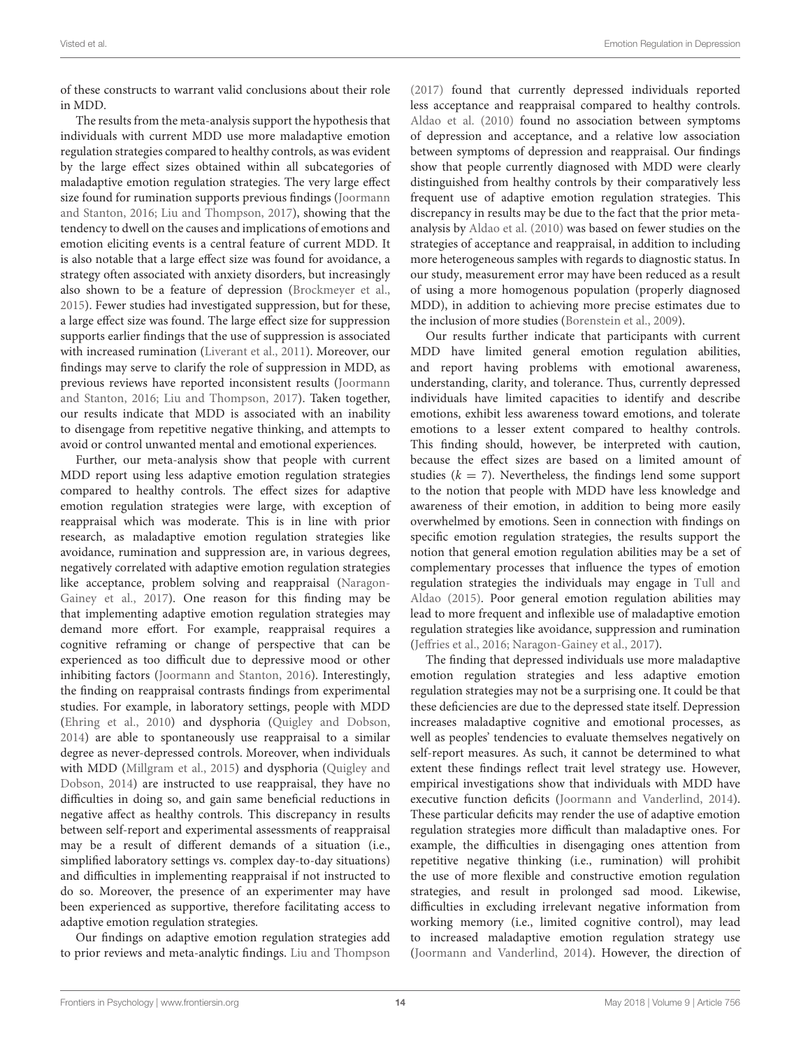of these constructs to warrant valid conclusions about their role in MDD.

The results from the meta-analysis support the hypothesis that individuals with current MDD use more maladaptive emotion regulation strategies compared to healthy controls, as was evident by the large effect sizes obtained within all subcategories of maladaptive emotion regulation strategies. The very large effect size found for rumination supports previous findings (Joormann and Stanton, 2016; Liu and Thompson, 2017), showing that the tendency to dwell on the causes and implications of emotions and emotion eliciting events is a central feature of current MDD. It is also notable that a large effect size was found for avoidance, a strategy often associated with anxiety disorders, but increasingly also shown to be a feature of depression (Brockmeyer et al., 2015). Fewer studies had investigated suppression, but for these, a large effect size was found. The large effect size for suppression supports earlier findings that the use of suppression is associated with increased rumination (Liverant et al., 2011). Moreover, our findings may serve to clarify the role of suppression in MDD, as previous reviews have reported inconsistent results (Joormann and Stanton, 2016; Liu and Thompson, 2017). Taken together, our results indicate that MDD is associated with an inability to disengage from repetitive negative thinking, and attempts to avoid or control unwanted mental and emotional experiences.

Further, our meta-analysis show that people with current MDD report using less adaptive emotion regulation strategies compared to healthy controls. The effect sizes for adaptive emotion regulation strategies were large, with exception of reappraisal which was moderate. This is in line with prior research, as maladaptive emotion regulation strategies like avoidance, rumination and suppression are, in various degrees, negatively correlated with adaptive emotion regulation strategies like acceptance, problem solving and reappraisal (Naragon-Gainey et al., 2017). One reason for this finding may be that implementing adaptive emotion regulation strategies may demand more effort. For example, reappraisal requires a cognitive reframing or change of perspective that can be experienced as too difficult due to depressive mood or other inhibiting factors (Joormann and Stanton, 2016). Interestingly, the finding on reappraisal contrasts findings from experimental studies. For example, in laboratory settings, people with MDD (Ehring et al., 2010) and dysphoria (Quigley and Dobson, 2014) are able to spontaneously use reappraisal to a similar degree as never-depressed controls. Moreover, when individuals with MDD (Millgram et al., 2015) and dysphoria (Quigley and Dobson, 2014) are instructed to use reappraisal, they have no difficulties in doing so, and gain same beneficial reductions in negative affect as healthy controls. This discrepancy in results between self-report and experimental assessments of reappraisal may be a result of different demands of a situation (i.e., simplified laboratory settings vs. complex day-to-day situations) and difficulties in implementing reappraisal if not instructed to do so. Moreover, the presence of an experimenter may have been experienced as supportive, therefore facilitating access to adaptive emotion regulation strategies.

Our findings on adaptive emotion regulation strategies add to prior reviews and meta-analytic findings. Liu and Thompson (2017) found that currently depressed individuals reported less acceptance and reappraisal compared to healthy controls. Aldao et al. (2010) found no association between symptoms of depression and acceptance, and a relative low association between symptoms of depression and reappraisal. Our findings show that people currently diagnosed with MDD were clearly distinguished from healthy controls by their comparatively less frequent use of adaptive emotion regulation strategies. This discrepancy in results may be due to the fact that the prior meta-analysis by Aldao et al. (2010) was based on fewer studies on the strategies of acceptance and reappraisal, in addition to including more heterogeneous samples with regards to diagnostic status. In our study, measurement error may have been reduced as a result of using a more homogenous population (properly diagnosed MDD), in addition to achieving more precise estimates due to the inclusion of more studies (Borenstein et al., 2009).

Our results further indicate that participants with current MDD have limited general emotion regulation abilities, and report having problems with emotional awareness, understanding, clarity, and tolerance. Thus, currently depressed individuals have limited capacities to identify and describe emotions, exhibit less awareness toward emotions, and tolerate emotions to a lesser extent compared to healthy controls. This finding should, however, be interpreted with caution, because the effect sizes are based on a limited amount of studies ($k = 7$). Nevertheless, the findings lend some support to the notion that people with MDD have less knowledge and awareness of their emotion, in addition to being more easily overwhelmed by emotions. Seen in connection with findings on specific emotion regulation strategies, the results support the notion that general emotion regulation abilities may be a set of complementary processes that influence the types of emotion regulation strategies the individuals may engage in Tull and Aldao (2015). Poor general emotion regulation abilities may lead to more frequent and inflexible use of maladaptive emotion regulation strategies like avoidance, suppression and rumination (Jeffries et al., 2016; Naragon-Gainey et al., 2017).

The finding that depressed individuals use more maladaptive emotion regulation strategies and less adaptive emotion regulation strategies may not be a surprising one. It could be that these deficiencies are due to the depressed state itself. Depression increases maladaptive cognitive and emotional processes, as well as peoples' tendencies to evaluate themselves negatively on self-report measures. As such, it cannot be determined to what extent these findings reflect trait level strategy use. However, empirical investigations show that individuals with MDD have executive function deficits (Joormann and Vanderlind, 2014). These particular deficits may render the use of adaptive emotion regulation strategies more difficult than maladaptive ones. For example, the difficulties in disengaging ones attention from repetitive negative thinking (i.e., rumination) will prohibit the use of more flexible and constructive emotion regulation strategies, and result in prolonged sad mood. Likewise, difficulties in excluding irrelevant negative information from working memory (i.e., limited cognitive control), may lead to increased maladaptive emotion regulation strategy use (Joormann and Vanderlind, 2014). However, the direction of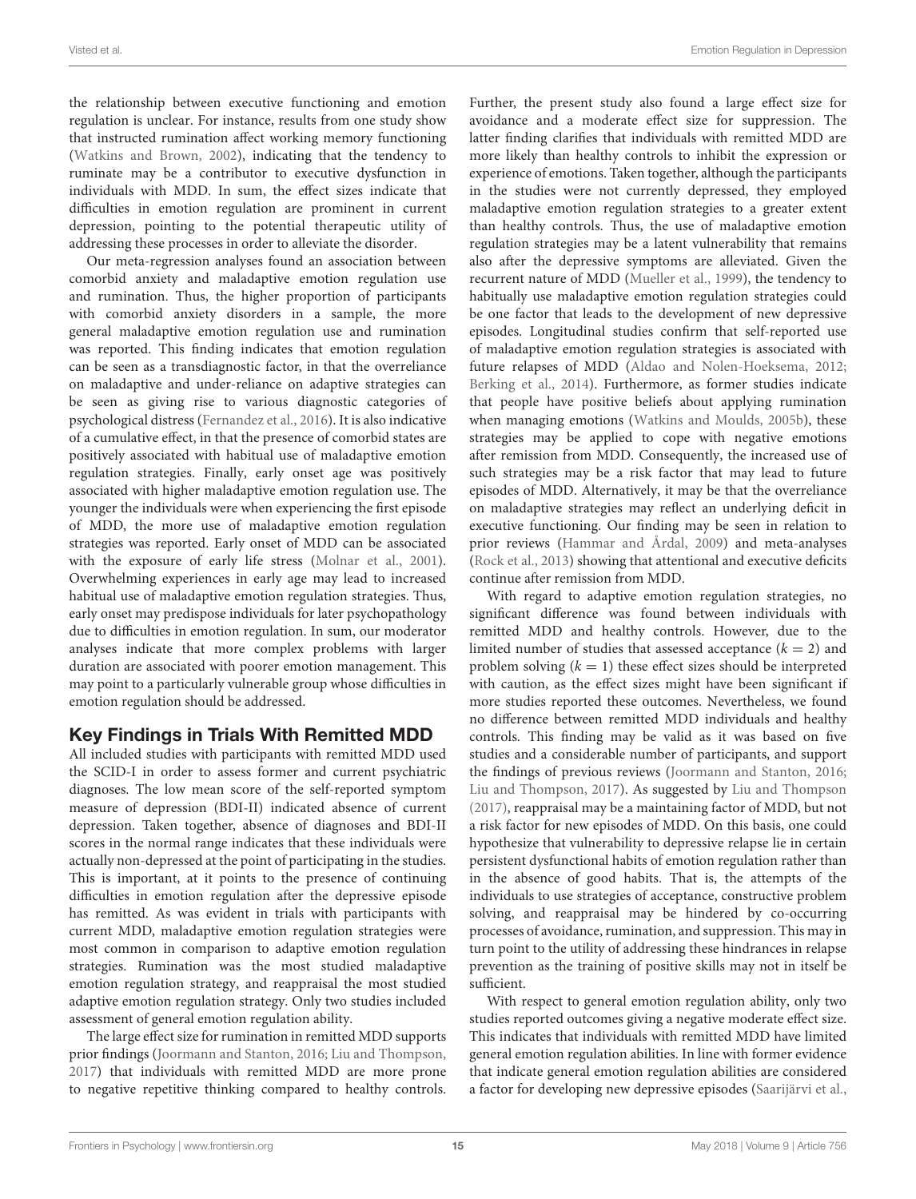the relationship between executive functioning and emotion regulation is unclear. For instance, results from one study show that instructed rumination affect working memory functioning (Watkins and Brown, 2002), indicating that the tendency to ruminate may be a contributor to executive dysfunction in individuals with MDD. In sum, the effect sizes indicate that difficulties in emotion regulation are prominent in current depression, pointing to the potential therapeutic utility of addressing these processes in order to alleviate the disorder.

Our meta-regression analyses found an association between comorbid anxiety and maladaptive emotion regulation use and rumination. Thus, the higher proportion of participants with comorbid anxiety disorders in a sample, the more general maladaptive emotion regulation use and rumination was reported. This finding indicates that emotion regulation can be seen as a transdiagnostic factor, in that the overreliance on maladaptive and under-reliance on adaptive strategies can be seen as giving rise to various diagnostic categories of psychological distress (Fernandez et al., 2016). It is also indicative of a cumulative effect, in that the presence of comorbid states are positively associated with habitual use of maladaptive emotion regulation strategies. Finally, early onset age was positively associated with higher maladaptive emotion regulation use. The younger the individuals were when experiencing the first episode of MDD, the more use of maladaptive emotion regulation strategies was reported. Early onset of MDD can be associated with the exposure of early life stress (Molnar et al., 2001). Overwhelming experiences in early age may lead to increased habitual use of maladaptive emotion regulation strategies. Thus, early onset may predispose individuals for later psychopathology due to difficulties in emotion regulation. In sum, our moderator analyses indicate that more complex problems with larger duration are associated with poorer emotion management. This may point to a particularly vulnerable group whose difficulties in emotion regulation should be addressed.

## Key Findings in Trials With Remitted MDD

All included studies with participants with remitted MDD used the SCID-I in order to assess former and current psychiatric diagnoses. The low mean score of the self-reported symptom measure of depression (BDI-II) indicated absence of current depression. Taken together, absence of diagnoses and BDI-II scores in the normal range indicates that these individuals were actually non-depressed at the point of participating in the studies. This is important, at it points to the presence of continuing difficulties in emotion regulation after the depressive episode has remitted. As was evident in trials with participants with current MDD, maladaptive emotion regulation strategies were most common in comparison to adaptive emotion regulation strategies. Rumination was the most studied maladaptive emotion regulation strategy, and reappraisal the most studied adaptive emotion regulation strategy. Only two studies included assessment of general emotion regulation ability.

The large effect size for rumination in remitted MDD supports prior findings (Joormann and Stanton, 2016; Liu and Thompson, 2017) that individuals with remitted MDD are more prone to negative repetitive thinking compared to healthy controls. Further, the present study also found a large effect size for avoidance and a moderate effect size for suppression. The latter finding clarifies that individuals with remitted MDD are more likely than healthy controls to inhibit the expression or experience of emotions. Taken together, although the participants in the studies were not currently depressed, they employed maladaptive emotion regulation strategies to a greater extent than healthy controls. Thus, the use of maladaptive emotion regulation strategies may be a latent vulnerability that remains also after the depressive symptoms are alleviated. Given the recurrent nature of MDD (Mueller et al., 1999), the tendency to habitually use maladaptive emotion regulation strategies could be one factor that leads to the development of new depressive episodes. Longitudinal studies confirm that self-reported use of maladaptive emotion regulation strategies is associated with future relapses of MDD (Aldao and Nolen-Hoeksema, 2012; Berking et al., 2014). Furthermore, as former studies indicate that people have positive beliefs about applying rumination when managing emotions (Watkins and Moulds, 2005b), these strategies may be applied to cope with negative emotions after remission from MDD. Consequently, the increased use of such strategies may be a risk factor that may lead to future episodes of MDD. Alternatively, it may be that the overreliance on maladaptive strategies may reflect an underlying deficit in executive functioning. Our finding may be seen in relation to prior reviews (Hammar and Årdal, 2009) and meta-analyses (Rock et al., 2013) showing that attentional and executive deficits continue after remission from MDD.

With regard to adaptive emotion regulation strategies, no significant difference was found between individuals with remitted MDD and healthy controls. However, due to the limited number of studies that assessed acceptance ($k = 2$) and problem solving ($k = 1$) these effect sizes should be interpreted with caution, as the effect sizes might have been significant if more studies reported these outcomes. Nevertheless, we found no difference between remitted MDD individuals and healthy controls. This finding may be valid as it was based on five studies and a considerable number of participants, and support the findings of previous reviews (Joormann and Stanton, 2016; Liu and Thompson, 2017). As suggested by Liu and Thompson (2017), reappraisal may be a maintaining factor of MDD, but not a risk factor for new episodes of MDD. On this basis, one could hypothesize that vulnerability to depressive relapse lie in certain persistent dysfunctional habits of emotion regulation rather than in the absence of good habits. That is, the attempts of the individuals to use strategies of acceptance, constructive problem solving, and reappraisal may be hindered by co-occurring processes of avoidance, rumination, and suppression. This may in turn point to the utility of addressing these hindrances in relapse prevention as the training of positive skills may not in itself be sufficient.

With respect to general emotion regulation ability, only two studies reported outcomes giving a negative moderate effect size. This indicates that individuals with remitted MDD have limited general emotion regulation abilities. In line with former evidence that indicate general emotion regulation abilities are considered a factor for developing new depressive episodes (Saarijärvi et al.,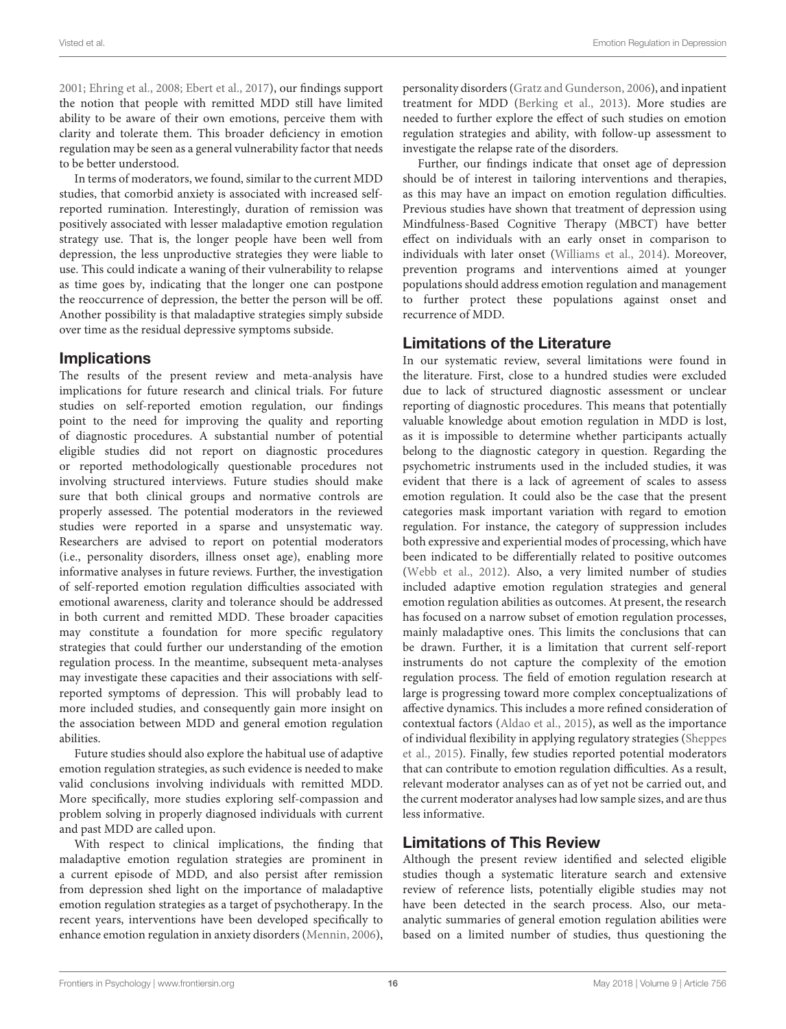2001; Ehring et al., 2008; Ebert et al., 2017), our findings support the notion that people with remitted MDD still have limited ability to be aware of their own emotions, perceive them with clarity and tolerate them. This broader deficiency in emotion regulation may be seen as a general vulnerability factor that needs to be better understood.

In terms of moderators, we found, similar to the current MDD studies, that comorbid anxiety is associated with increased self-reported rumination. Interestingly, duration of remission was positively associated with lesser maladaptive emotion regulation strategy use. That is, the longer people have been well from depression, the less unproductive strategies they were liable to use. This could indicate a waning of their vulnerability to relapse as time goes by, indicating that the longer one can postpone the reoccurrence of depression, the better the person will be off. Another possibility is that maladaptive strategies simply subside over time as the residual depressive symptoms subside.

## Implications

The results of the present review and meta-analysis have implications for future research and clinical trials. For future studies on self-reported emotion regulation, our findings point to the need for improving the quality and reporting of diagnostic procedures. A substantial number of potential eligible studies did not report on diagnostic procedures or reported methodologically questionable procedures not involving structured interviews. Future studies should make sure that both clinical groups and normative controls are properly assessed. The potential moderators in the reviewed studies were reported in a sparse and unsystematic way. Researchers are advised to report on potential moderators (i.e., personality disorders, illness onset age), enabling more informative analyses in future reviews. Further, the investigation of self-reported emotion regulation difficulties associated with emotional awareness, clarity and tolerance should be addressed in both current and remitted MDD. These broader capacities may constitute a foundation for more specific regulatory strategies that could further our understanding of the emotion regulation process. In the meantime, subsequent meta-analyses may investigate these capacities and their associations with self-reported symptoms of depression. This will probably lead to more included studies, and consequently gain more insight on the association between MDD and general emotion regulation abilities.

Future studies should also explore the habitual use of adaptive emotion regulation strategies, as such evidence is needed to make valid conclusions involving individuals with remitted MDD. More specifically, more studies exploring self-compassion and problem solving in properly diagnosed individuals with current and past MDD are called upon.

With respect to clinical implications, the finding that maladaptive emotion regulation strategies are prominent in a current episode of MDD, and also persist after remission from depression shed light on the importance of maladaptive emotion regulation strategies as a target of psychotherapy. In the recent years, interventions have been developed specifically to enhance emotion regulation in anxiety disorders (Mennin, 2006), personality disorders (Gratz and Gunderson, 2006), and inpatient treatment for MDD (Berking et al., 2013). More studies are needed to further explore the effect of such studies on emotion regulation strategies and ability, with follow-up assessment to investigate the relapse rate of the disorders.

Further, our findings indicate that onset age of depression should be of interest in tailoring interventions and therapies, as this may have an impact on emotion regulation difficulties. Previous studies have shown that treatment of depression using Mindfulness-Based Cognitive Therapy (MBCT) have better effect on individuals with an early onset in comparison to individuals with later onset (Williams et al., 2014). Moreover, prevention programs and interventions aimed at younger populations should address emotion regulation and management to further protect these populations against onset and recurrence of MDD.

## Limitations of the Literature

In our systematic review, several limitations were found in the literature. First, close to a hundred studies were excluded due to lack of structured diagnostic assessment or unclear reporting of diagnostic procedures. This means that potentially valuable knowledge about emotion regulation in MDD is lost, as it is impossible to determine whether participants actually belong to the diagnostic category in question. Regarding the psychometric instruments used in the included studies, it was evident that there is a lack of agreement of scales to assess emotion regulation. It could also be the case that the present categories mask important variation with regard to emotion regulation. For instance, the category of suppression includes both expressive and experiential modes of processing, which have been indicated to be differentially related to positive outcomes (Webb et al., 2012). Also, a very limited number of studies included adaptive emotion regulation strategies and general emotion regulation abilities as outcomes. At present, the research has focused on a narrow subset of emotion regulation processes, mainly maladaptive ones. This limits the conclusions that can be drawn. Further, it is a limitation that current self-report instruments do not capture the complexity of the emotion regulation process. The field of emotion regulation research at large is progressing toward more complex conceptualizations of affective dynamics. This includes a more refined consideration of contextual factors (Aldao et al., 2015), as well as the importance of individual flexibility in applying regulatory strategies (Sheppes et al., 2015). Finally, few studies reported potential moderators that can contribute to emotion regulation difficulties. As a result, relevant moderator analyses can as of yet not be carried out, and the current moderator analyses had low sample sizes, and are thus less informative.

## Limitations of This Review

Although the present review identified and selected eligible studies though a systematic literature search and extensive review of reference lists, potentially eligible studies may not have been detected in the search process. Also, our meta-analytic summaries of general emotion regulation abilities were based on a limited number of studies, thus questioning the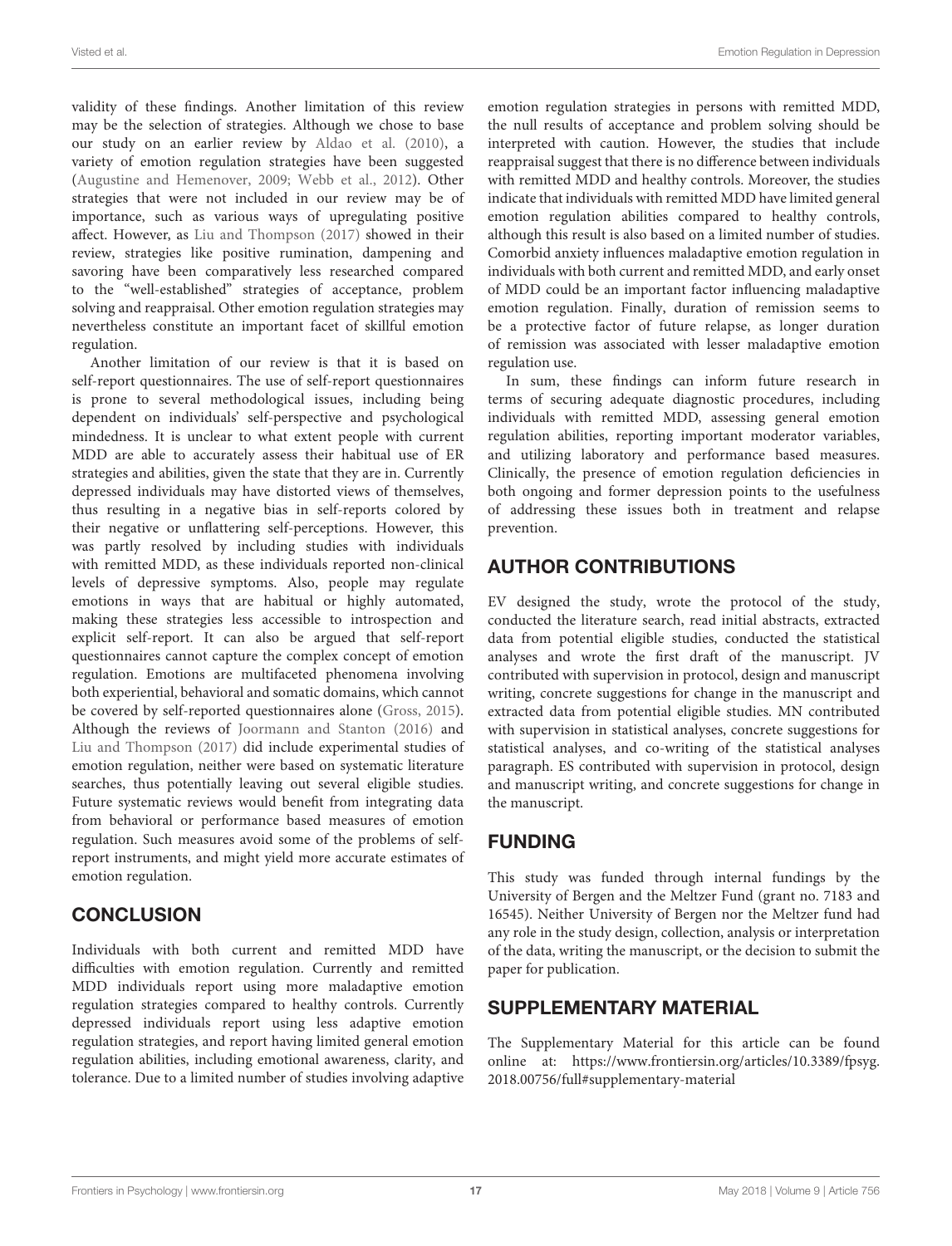validity of these findings. Another limitation of this review may be the selection of strategies. Although we chose to base our study on an earlier review by Aldao et al. (2010), a variety of emotion regulation strategies have been suggested (Augustine and Hemenover, 2009; Webb et al., 2012). Other strategies that were not included in our review may be of importance, such as various ways of upregulating positive affect. However, as Liu and Thompson (2017) showed in their review, strategies like positive rumination, dampening and savoring have been comparatively less researched compared to the "well-established" strategies of acceptance, problem solving and reappraisal. Other emotion regulation strategies may nevertheless constitute an important facet of skillful emotion regulation.

Another limitation of our review is that it is based on self-report questionnaires. The use of self-report questionnaires is prone to several methodological issues, including being dependent on individuals' self-perspective and psychological mindedness. It is unclear to what extent people with current MDD are able to accurately assess their habitual use of ER strategies and abilities, given the state that they are in. Currently depressed individuals may have distorted views of themselves, thus resulting in a negative bias in self-reports colored by their negative or unflattering self-perceptions. However, this was partly resolved by including studies with individuals with remitted MDD, as these individuals reported non-clinical levels of depressive symptoms. Also, people may regulate emotions in ways that are habitual or highly automated, making these strategies less accessible to introspection and explicit self-report. It can also be argued that self-report questionnaires cannot capture the complex concept of emotion regulation. Emotions are multifaceted phenomena involving both experiential, behavioral and somatic domains, which cannot be covered by self-reported questionnaires alone (Gross, 2015). Although the reviews of Joormann and Stanton (2016) and Liu and Thompson (2017) did include experimental studies of emotion regulation, neither were based on systematic literature searches, thus potentially leaving out several eligible studies. Future systematic reviews would benefit from integrating data from behavioral or performance based measures of emotion regulation. Such measures avoid some of the problems of self-report instruments, and might yield more accurate estimates of emotion regulation.

## CONCLUSION

Individuals with both current and remitted MDD have difficulties with emotion regulation. Currently and remitted MDD individuals report using more maladaptive emotion regulation strategies compared to healthy controls. Currently depressed individuals report using less adaptive emotion regulation strategies, and report having limited general emotion regulation abilities, including emotional awareness, clarity, and tolerance. Due to a limited number of studies involving adaptive emotion regulation strategies in persons with remitted MDD, the null results of acceptance and problem solving should be interpreted with caution. However, the studies that include reappraisal suggest that there is no difference between individuals with remitted MDD and healthy controls. Moreover, the studies indicate that individuals with remitted MDD have limited general emotion regulation abilities compared to healthy controls, although this result is also based on a limited number of studies. Comorbid anxiety influences maladaptive emotion regulation in individuals with both current and remitted MDD, and early onset of MDD could be an important factor influencing maladaptive emotion regulation. Finally, duration of remission seems to be a protective factor of future relapse, as longer duration of remission was associated with lesser maladaptive emotion regulation use.

In sum, these findings can inform future research in terms of securing adequate diagnostic procedures, including individuals with remitted MDD, assessing general emotion regulation abilities, reporting important moderator variables, and utilizing laboratory and performance based measures. Clinically, the presence of emotion regulation deficiencies in both ongoing and former depression points to the usefulness of addressing these issues both in treatment and relapse prevention.

## AUTHOR CONTRIBUTIONS

EV designed the study, wrote the protocol of the study, conducted the literature search, read initial abstracts, extracted data from potential eligible studies, conducted the statistical analyses and wrote the first draft of the manuscript. JV contributed with supervision in protocol, design and manuscript writing, concrete suggestions for change in the manuscript and extracted data from potential eligible studies. MN contributed with supervision in statistical analyses, concrete suggestions for statistical analyses, and co-writing of the statistical analyses paragraph. ES contributed with supervision in protocol, design and manuscript writing, and concrete suggestions for change in the manuscript.

## FUNDING

This study was funded through internal fundings by the University of Bergen and the Meltzer Fund (grant no. 7183 and 16545). Neither University of Bergen nor the Meltzer fund had any role in the study design, collection, analysis or interpretation of the data, writing the manuscript, or the decision to submit the paper for publication.

## SUPPLEMENTARY MATERIAL

The Supplementary Material for this article can be found online at: https://www.frontiersin.org/articles/10.3389/fpsyg.2018.00756/full#supplementary-material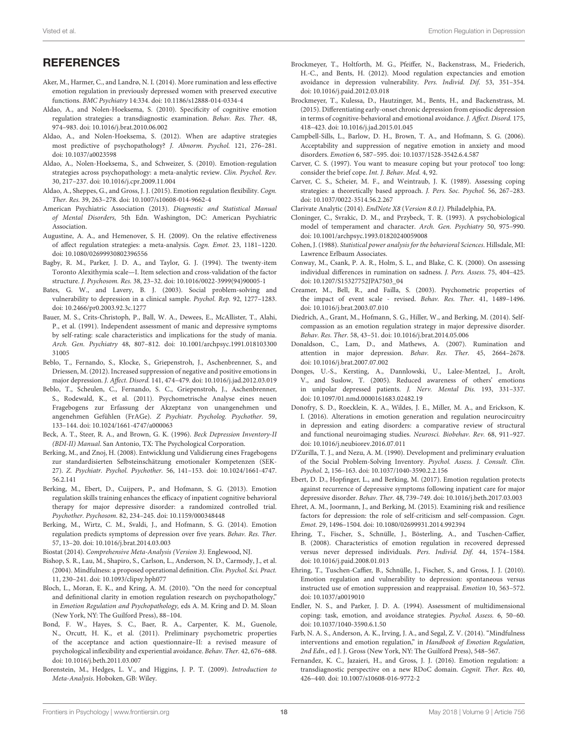## REFERENCES

Aker, M., Harmer, C., and Landrø, N. I. (2014). More rumination and less effective emotion regulation in previously depressed women with preserved executive functions. *BMC Psychiatry* 14:334. doi: 10.1186/s12888-014-0334-4

Aldao, A., and Nolen-Hoeksema, S. (2010). Specificity of cognitive emotion regulation strategies: a transdiagnostic examination. *Behav. Res. Ther.* 48, 974–983. doi: 10.1016/j.brat.2010.06.002

Aldao, A., and Nolen-Hoeksema, S. (2012). When are adaptive strategies most predictive of psychopathology? *J. Abnorm. Psychol.* 121, 276–281. doi: 10.1037/a0023598

Aldao, A., Nolen-Hoeksema, S., and Schweizer, S. (2010). Emotion-regulation strategies across psychopathology: a meta-analytic review. *Clin. Psychol. Rev.* 30, 217–237. doi: 10.1016/j.cpr.2009.11.004

Aldao, A., Sheppes, G., and Gross, J. J. (2015). Emotion regulation flexibility. *Cogn. Ther. Res.* 39, 263–278. doi: 10.1007/s10608-014-9662-4

American Psychiatric Association (2013). *Diagnostic and Statistical Manual of Mental Disorders,* 5th Edn. Washington, DC: American Psychiatric Association.

Augustine, A. A., and Hemenover, S. H. (2009). On the relative effectiveness of affect regulation strategies: a meta-analysis. *Cogn. Emot.* 23, 1181–1220. doi: 10.1080/02699930802396556

Bagby, R. M., Parker, J. D. A., and Taylor, G. J. (1994). The twenty-item Toronto Alexithymia scale—I. Item selection and cross-validation of the factor structure. *J. Psychosom. Res.* 38, 23–32. doi: 10.1016/0022-3999(94)90005-1

Bates, G. W., and Lavery, B. J. (2003). Social problem-solving and vulnerability to depression in a clinical sample. *Psychol. Rep.* 92, 1277–1283. doi: 10.2466/pr0.2003.92.3c.1277

Bauer, M. S., Crits-Christoph, P., Ball, W. A., Dewees, E., McAllister, T., Alahi, P., et al. (1991). Independent assessment of manic and depressive symptoms by self-rating: scale characteristics and implications for the study of mania. *Arch. Gen. Psychiatry* 48, 807–812. doi: 10.1001/archpsyc.1991.01810330031005

Beblo, T., Fernando, S., Klocke, S., Griepenstroh, J., Aschenbrenner, S., and Driessen, M. (2012). Increased suppression of negative and positive emotions in major depression. *J. Affect. Disord.* 141, 474–479. doi: 10.1016/j.jad.2012.03.019

Beblo, T., Scheulen, C., Fernando, S. C., Griepenstroh, J., Aschenbrenner, S., Rodewald, K., et al. (2011). Psychometrische Analyse eines neuen Fragebogens zur Erfassung der Akzeptanz von unangenehmen und angenehmen Gefühlen (FrAGe). *Z Psychiatr. Psycholog. Psychother.* 59, 133–144. doi: 10.1024/1661-4747/a000063

Beck, A. T., Steer, R. A., and Brown, G. K. (1996). *Beck Depression Inventory-II (BDI-II) Manual.* San Antonio, TX: The Psychological Corporation.

Berking, M., and Znoj, H. (2008). Entwicklung und Validierung eines Fragebogens zur standardisierten Selbsteinschätzung emotionaler Kompetenzen (SEK-27). *Z. Psychiatr. Psychol. Psychother.* 56, 141–153. doi: 10.1024/1661-4747.56.2.141

Berking, M., Ebert, D., Cuijpers, P., and Hofmann, S. G. (2013). Emotion regulation skills training enhances the efficacy of inpatient cognitive behavioral therapy for major depressive disorder: a randomized controlled trial. *Psychother. Psychosom.* 82, 234–245. doi: 10.1159/000348448

Berking, M., Wirtz, C. M., Svaldi, J., and Hofmann, S. G. (2014). Emotion regulation predicts symptoms of depression over five years. *Behav. Res. Ther.* 57, 13–20. doi: 10.1016/j.brat.2014.03.003

Biostat (2014). *Comprehensive Meta-Analysis (Version 3).* Englewood, NJ.

Bishop, S. R., Lau, M., Shapiro, S., Carlson, L., Anderson, N. D., Carmody, J., et al. (2004). Mindfulness: a proposed operational definition. *Clin. Psychol. Sci. Pract.* 11, 230–241. doi: 10.1093/clipsy.bph077

Bloch, L., Moran, E. K., and Kring, A. M. (2010). "On the need for conceptual and definitional clarity in emotion regulation research on psychopathology," in *Emotion Regulation and Psychopathology,* eds A. M. Kring and D. M. Sloan (New York, NY: The Guilford Press), 88–104.

Bond, F. W., Hayes, S. C., Baer, R. A., Carpenter, K. M., Guenole, N., Orcutt, H. K., et al. (2011). Preliminary psychometric properties of the acceptance and action questionnaire–II: a revised measure of psychological inflexibility and experiential avoidance. *Behav. Ther.* 42, 676–688. doi: 10.1016/j.beth.2011.03.007

Borenstein, M., Hedges, L. V., and Higgins, J. P. T. (2009). *Introduction to Meta-Analysis*. Hoboken, GB: Wiley.

Brockmeyer, T., Holtforth, M. G., Pfeiffer, N., Backenstrass, M., Friederich, H.-C., and Bents, H. (2012). Mood regulation expectancies and emotion avoidance in depression vulnerability. *Pers. Individ. Dif.* 53, 351–354. doi: 10.1016/j.paid.2012.03.018

Brockmeyer, T., Kulessa, D., Hautzinger, M., Bents, H., and Backenstrass, M. (2015). Differentiating early-onset chronic depression from episodic depression in terms of cognitive-behavioral and emotional avoidance. *J. Affect. Disord.* 175, 418–423. doi: 10.1016/j.jad.2015.01.045

Campbell-Sills, L., Barlow, D. H., Brown, T. A., and Hofmann, S. G. (2006). Acceptability and suppression of negative emotion in anxiety and mood disorders. *Emotion* 6, 587–595. doi: 10.1037/1528-3542.6.4.587

Carver, C. S. (1997). You want to measure coping but your protocol' too long: consider the brief cope. *Int. J. Behav. Med.* 4, 92.

Carver, C. S., Scheier, M. F., and Weintraub, J. K. (1989). Assessing coping strategies: a theoretically based approach. *J. Pers. Soc. Psychol.* 56, 267–283. doi: 10.1037/0022-3514.56.2.267

Clarivate Analytic (2014). *EndNote X8* (*Version 8.0.1).* Philadelphia, PA.

Cloninger, C., Svrakic, D. M., and Przybeck, T. R. (1993). A psychobiological model of temperament and character. *Arch. Gen. Psychiatry* 50, 975–990. doi: 10.1001/archpsyc.1993.01820240059008

Cohen, J. (1988). *Statistical power analysis for the behavioral Sciences*. Hillsdale, MI: Lawrence Erlbaum Associates.

Conway, M., Csank, P. A. R., Holm, S. L., and Blake, C. K. (2000). On assessing individual differences in rumination on sadness. *J. Pers. Assess.* 75, 404–425. doi: 10.1207/S15327752JPA7503_04

Creamer, M., Bell, R., and Failla, S. (2003). Psychometric properties of the impact of event scale - revised. *Behav. Res. Ther.* 41, 1489–1496. doi: 10.1016/j.brat.2003.07.010

Diedrich, A., Grant, M., Hofmann, S. G., Hiller, W., and Berking, M. (2014). Self-compassion as an emotion regulation strategy in major depressive disorder. *Behav. Res. Ther.* 58, 43–51. doi: 10.1016/j.brat.2014.05.006

Donaldson, C., Lam, D., and Mathews, A. (2007). Rumination and attention in major depression. *Behav. Res. Ther.* 45, 2664–2678. doi: 10.1016/j.brat.2007.07.002

Donges, U.-S., Kersting, A., Dannlowski, U., Lalee-Mentzel, J., Arolt, V., and Suslow, T. (2005). Reduced awareness of others' emotions in unipolar depressed patients. *J. Nerv. Mental Dis.* 193, 331–337. doi: 10.1097/01.nmd.0000161683.02482.19

Donofry, S. D., Roecklein, K. A., Wildes, J. E., Miller, M. A., and Erickson, K. I. (2016). Alterations in emotion generation and regulation neurocircuitry in depression and eating disorders: a comparative review of structural and functional neuroimaging studies. *Neurosci. Biobehav. Rev.* 68, 911–927. doi: 10.1016/j.neubiorev.2016.07.011

D'Zurilla, T. J., and Nezu, A. M. (1990). Development and preliminary evaluation of the Social Problem-Solving Inventory. *Psychol. Assess. J. Consult. Clin. Psychol.* 2, 156–163. doi: 10.1037/1040-3590.2.2.156

Ebert, D. D., Hopfinger, L., and Berking, M. (2017). Emotion regulation protects against recurrence of depressive symptoms following inpatient care for major depressive disorder. *Behav. Ther.* 48, 739–749. doi: 10.1016/j.beth.2017.03.003

Ehret, A. M., Joormann, J., and Berking, M. (2015). Examining risk and resilience factors for depression: the role of self-criticism and self-compassion. *Cogn. Emot.* 29, 1496–1504. doi: 10.1080/02699931.2014.992394

Ehring, T., Fischer, S., Schnülle, J., Bösterling, A., and Tuschen-Caffier, B. (2008). Characteristics of emotion regulation in recovered depressed versus never depressed individuals. *Pers. Individ. Dif.* 44, 1574–1584. doi: 10.1016/j.paid.2008.01.013

Ehring, T., Tuschen-Caffier, B., Schnülle, J., Fischer, S., and Gross, J. J. (2010). Emotion regulation and vulnerability to depression: spontaneous versus instructed use of emotion suppression and reappraisal. *Emotion* 10, 563–572. doi: 10.1037/a0019010

Endler, N. S., and Parker, J. D. A. (1994). Assessment of multidimensional coping: task, emotion, and avoidance strategies. *Psychol. Assess.* 6, 50–60. doi: 10.1037/1040-3590.6.1.50

Farb, N. A. S., Anderson, A. K., Irving, J. A., and Segal, Z. V. (2014). "Mindfulness interventions and emotion regulation," in *Handbook of Emotion Regulation, 2nd Edn.,* ed J. J. Gross (New York, NY: The Guilford Press), 548–567.

Fernandez, K. C., Jazaieri, H., and Gross, J. J. (2016). Emotion regulation: a transdiagnostic perspective on a new RDoC domain. *Cognit. Ther. Res.* 40, 426–440. doi: 10.1007/s10608-016-9772-2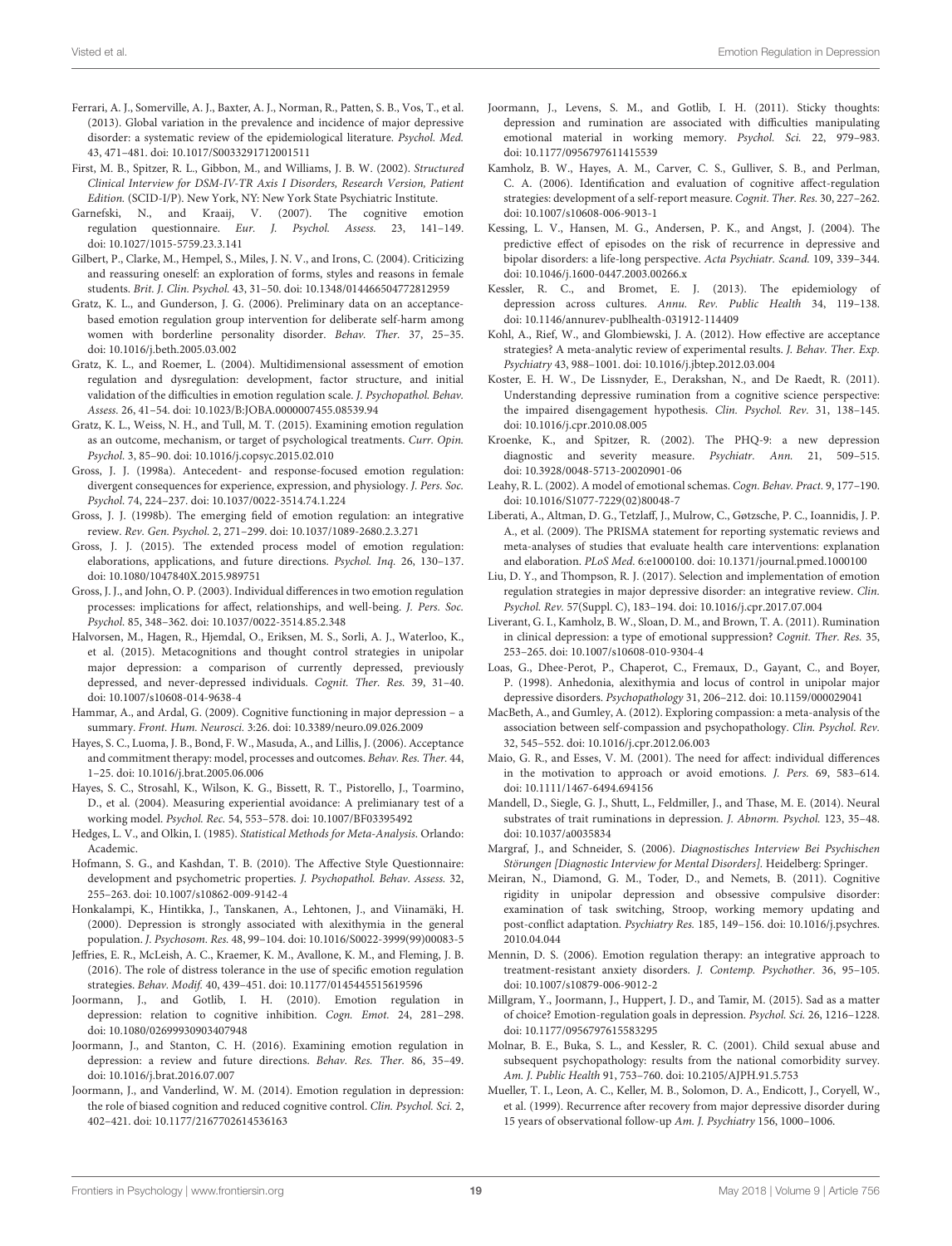Ferrari, A. J., Somerville, A. J., Baxter, A. J., Norman, R., Patten, S. B., Vos, T., et al. (2013). Global variation in the prevalence and incidence of major depressive disorder: a systematic review of the epidemiological literature. *Psychol. Med.* 43, 471–481. doi: 10.1017/S0033291712001511

First, M. B., Spitzer, R. L., Gibbon, M., and Williams, J. B. W. (2002). *Structured Clinical Interview for DSM-IV-TR Axis I Disorders, Research Version, Patient Edition.* (SCID-I/P). New York, NY: New York State Psychiatric Institute.

Garnefski, N., and Kraaij, V. (2007). The cognitive emotion regulation questionnaire. *Eur. J. Psychol. Assess.* 23, 141–149. doi: 10.1027/1015-5759.23.3.141

Gilbert, P., Clarke, M., Hempel, S., Miles, J. N. V., and Irons, C. (2004). Criticizing and reassuring oneself: an exploration of forms, styles and reasons in female students. *Brit. J. Clin. Psychol.* 43, 31–50. doi: 10.1348/014466504772812959

Gratz, K. L., and Gunderson, J. G. (2006). Preliminary data on an acceptance-based emotion regulation group intervention for deliberate self-harm among women with borderline personality disorder. *Behav. Ther.* 37, 25–35. doi: 10.1016/j.beth.2005.03.002

Gratz, K. L., and Roemer, L. (2004). Multidimensional assessment of emotion regulation and dysregulation: development, factor structure, and initial validation of the difficulties in emotion regulation scale. *J. Psychopathol. Behav. Assess.* 26, 41–54. doi: 10.1023/B:JOBA.0000007455.08539.94

Gratz, K. L., Weiss, N. H., and Tull, M. T. (2015). Examining emotion regulation as an outcome, mechanism, or target of psychological treatments. *Curr. Opin. Psychol.* 3, 85–90. doi: 10.1016/j.copsyc.2015.02.010

Gross, J. J. (1998a). Antecedent- and response-focused emotion regulation: divergent consequences for experience, expression, and physiology. *J. Pers. Soc. Psychol.* 74, 224–237. doi: 10.1037/0022-3514.74.1.224

Gross, J. J. (1998b). The emerging field of emotion regulation: an integrative review. *Rev. Gen. Psychol.* 2, 271–299. doi: 10.1037/1089-2680.2.3.271

Gross, J. J. (2015). The extended process model of emotion regulation: elaborations, applications, and future directions. *Psychol. Inq.* 26, 130–137. doi: 10.1080/1047840X.2015.989751

Gross, J. J., and John, O. P. (2003). Individual differences in two emotion regulation processes: implications for affect, relationships, and well-being. *J. Pers. Soc. Psychol.* 85, 348–362. doi: 10.1037/0022-3514.85.2.348

Halvorsen, M., Hagen, R., Hjemdal, O., Eriksen, M. S., Sorli, A. J., Waterloo, K., et al. (2015). Metacognitions and thought control strategies in unipolar major depression: a comparison of currently depressed, previously depressed, and never-depressed individuals. *Cognit. Ther. Res.* 39, 31–40. doi: 10.1007/s10608-014-9638-4

Hammar, A., and Ardal, G. (2009). Cognitive functioning in major depression – a summary. *Front. Hum. Neurosci.* 3:26. doi: 10.3389/neuro.09.026.2009

Hayes, S. C., Luoma, J. B., Bond, F. W., Masuda, A., and Lillis, J. (2006). Acceptance and commitment therapy: model, processes and outcomes. *Behav. Res. Ther.* 44, 1–25. doi: 10.1016/j.brat.2005.06.006

Hayes, S. C., Strosahl, K., Wilson, K. G., Bissett, R. T., Pistorello, J., Toarmino, D., et al. (2004). Measuring experiential avoidance: A prelimianary test of a working model. *Psychol. Rec.* 54, 553–578. doi: 10.1007/BF03395492

Hedges, L. V., and Olkin, I. (1985). *Statistical Methods for Meta-Analysis*. Orlando: Academic.

Hofmann, S. G., and Kashdan, T. B. (2010). The Affective Style Questionnaire: development and psychometric properties. *J. Psychopathol. Behav. Assess.* 32, 255–263. doi: 10.1007/s10862-009-9142-4

Honkalampi, K., Hintikka, J., Tanskanen, A., Lehtonen, J., and Viinamäki, H. (2000). Depression is strongly associated with alexithymia in the general population. *J. Psychosom. Res.* 48, 99–104. doi: 10.1016/S0022-3999(99)00083-5

Jeffries, E. R., McLeish, A. C., Kraemer, K. M., Avallone, K. M., and Fleming, J. B. (2016). The role of distress tolerance in the use of specific emotion regulation strategies. *Behav. Modif.* 40, 439–451. doi: 10.1177/0145445515619596

Joormann, J., and Gotlib, I. H. (2010). Emotion regulation in depression: relation to cognitive inhibition. *Cogn. Emot.* 24, 281–298. doi: 10.1080/02699930903407948

Joormann, J., and Stanton, C. H. (2016). Examining emotion regulation in depression: a review and future directions. *Behav. Res. Ther.* 86, 35–49. doi: 10.1016/j.brat.2016.07.007

Joormann, J., and Vanderlind, W. M. (2014). Emotion regulation in depression: the role of biased cognition and reduced cognitive control. *Clin. Psychol. Sci.* 2, 402–421. doi: 10.1177/2167702614536163

Joormann, J., Levens, S. M., and Gotlib, I. H. (2011). Sticky thoughts: depression and rumination are associated with difficulties manipulating emotional material in working memory. *Psychol. Sci.* 22, 979–983. doi: 10.1177/0956797611415539

Kamholz, B. W., Hayes, A. M., Carver, C. S., Gulliver, S. B., and Perlman, C. A. (2006). Identification and evaluation of cognitive affect-regulation strategies: development of a self-report measure. *Cognit. Ther. Res.* 30, 227–262. doi: 10.1007/s10608-006-9013-1

Kessing, L. V., Hansen, M. G., Andersen, P. K., and Angst, J. (2004). The predictive effect of episodes on the risk of recurrence in depressive and bipolar disorders: a life-long perspective. *Acta Psychiatr. Scand.* 109, 339–344. doi: 10.1046/j.1600-0447.2003.00266.x

Kessler, R. C., and Bromet, E. J. (2013). The epidemiology of depression across cultures. *Annu. Rev. Public Health* 34, 119–138. doi: 10.1146/annurev-publhealth-031912-114409

Kohl, A., Rief, W., and Glombiewski, J. A. (2012). How effective are acceptance strategies? A meta-analytic review of experimental results. *J. Behav. Ther. Exp. Psychiatry* 43, 988–1001. doi: 10.1016/j.jbtep.2012.03.004

Koster, E. H. W., De Lissnyder, E., Derakshan, N., and De Raedt, R. (2011). Understanding depressive rumination from a cognitive science perspective: the impaired disengagement hypothesis. *Clin. Psychol. Rev.* 31, 138–145. doi: 10.1016/j.cpr.2010.08.005

Kroenke, K., and Spitzer, R. (2002). The PHQ-9: a new depression diagnostic and severity measure. *Psychiatr. Ann.* 21, 509–515. doi: 10.3928/0048-5713-20020901-06

Leahy, R. L. (2002). A model of emotional schemas. *Cogn. Behav. Pract*. 9, 177–190. doi: 10.1016/S1077-7229(02)80048-7

Liberati, A., Altman, D. G., Tetzlaff, J., Mulrow, C., Gøtzsche, P. C., Ioannidis, J. P. A., et al. (2009). The PRISMA statement for reporting systematic reviews and meta-analyses of studies that evaluate health care interventions: explanation and elaboration. *PLoS Med*. 6:e1000100. doi: 10.1371/journal.pmed.1000100

Liu, D. Y., and Thompson, R. J. (2017). Selection and implementation of emotion regulation strategies in major depressive disorder: an integrative review. *Clin. Psychol. Rev*. 57(Suppl. C), 183–194. doi: 10.1016/j.cpr.2017.07.004

Liverant, G. I., Kamholz, B. W., Sloan, D. M., and Brown, T. A. (2011). Rumination in clinical depression: a type of emotional suppression? *Cognit. Ther. Res.* 35, 253–265. doi: 10.1007/s10608-010-9304-4

Loas, G., Dhee-Perot, P., Chaperot, C., Fremaux, D., Gayant, C., and Boyer, P. (1998). Anhedonia, alexithymia and locus of control in unipolar major depressive disorders. *Psychopathology* 31, 206–212. doi: 10.1159/000029041

MacBeth, A., and Gumley, A. (2012). Exploring compassion: a meta-analysis of the association between self-compassion and psychopathology. *Clin. Psychol. Rev.* 32, 545–552. doi: 10.1016/j.cpr.2012.06.003

Maio, G. R., and Esses, V. M. (2001). The need for affect: individual differences in the motivation to approach or avoid emotions. *J. Pers.* 69, 583–614. doi: 10.1111/1467-6494.694156

Mandell, D., Siegle, G. J., Shutt, L., Feldmiller, J., and Thase, M. E. (2014). Neural substrates of trait ruminations in depression. *J. Abnorm. Psychol.* 123, 35–48. doi: 10.1037/a0035834

Margraf, J., and Schneider, S. (2006). *Diagnostisches Interview Bei Psychischen Störungen [Diagnostic Interview for Mental Disorders].* Heidelberg: Springer.

Meiran, N., Diamond, G. M., Toder, D., and Nemets, B. (2011). Cognitive rigidity in unipolar depression and obsessive compulsive disorder: examination of task switching, Stroop, working memory updating and post-conflict adaptation. *Psychiatry Res.* 185, 149–156. doi: 10.1016/j.psychres.2010.04.044

Mennin, D. S. (2006). Emotion regulation therapy: an integrative approach to treatment-resistant anxiety disorders. *J. Contemp. Psychother.* 36, 95–105. doi: 10.1007/s10879-006-9012-2

Millgram, Y., Joormann, J., Huppert, J. D., and Tamir, M. (2015). Sad as a matter of choice? Emotion-regulation goals in depression. *Psychol. Sci.* 26, 1216–1228. doi: 10.1177/0956797615583295

Molnar, B. E., Buka, S. L., and Kessler, R. C. (2001). Child sexual abuse and subsequent psychopathology: results from the national comorbidity survey. *Am. J. Public Health* 91, 753–760. doi: 10.2105/AJPH.91.5.753

Mueller, T. I., Leon, A. C., Keller, M. B., Solomon, D. A., Endicott, J., Coryell, W., et al. (1999). Recurrence after recovery from major depressive disorder during 15 years of observational follow-up *Am. J. Psychiatry* 156, 1000–1006.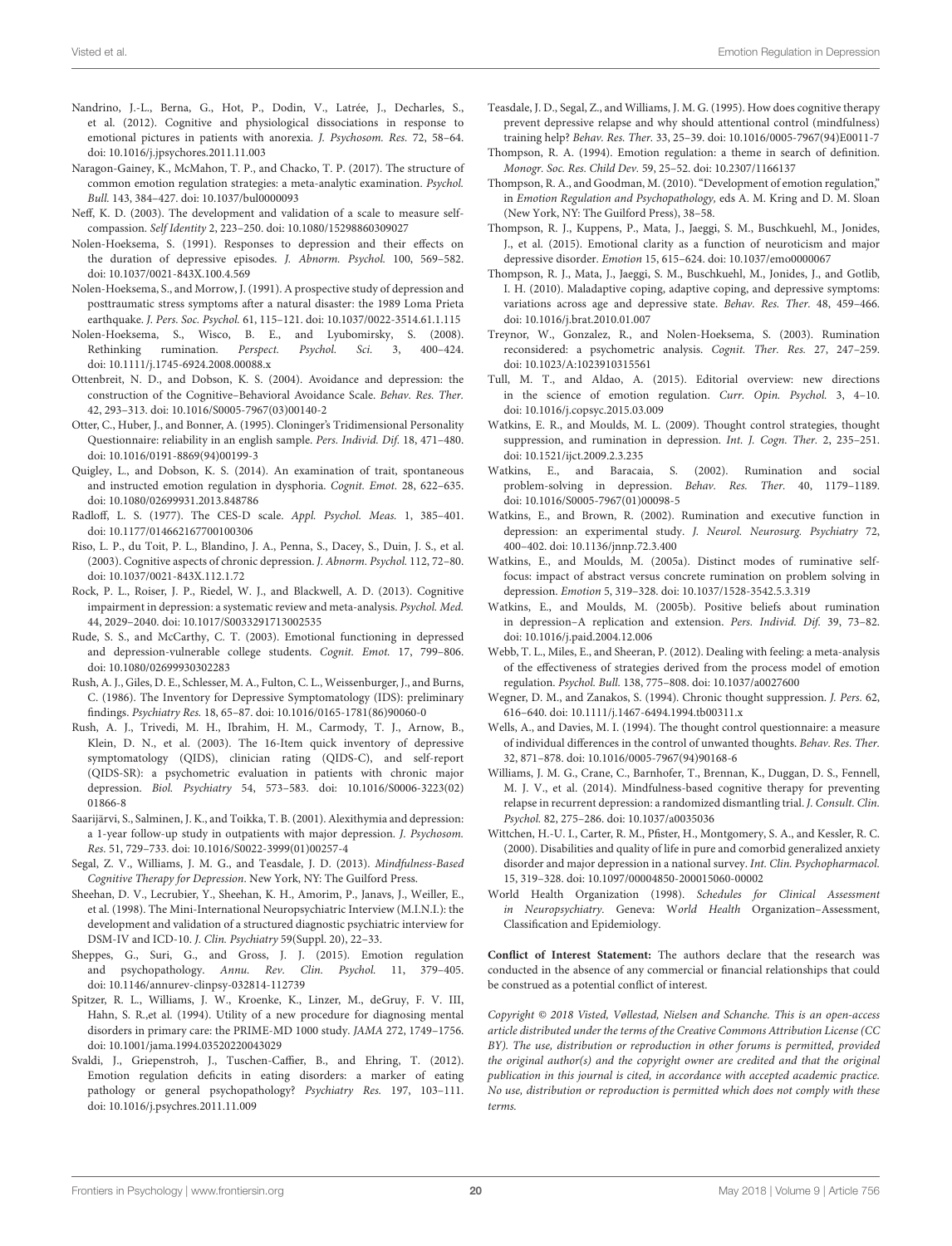Nandrino, J.-L., Berna, G., Hot, P., Dodin, V., Latrée, J., Decharles, S., et al. (2012). Cognitive and physiological dissociations in response to emotional pictures in patients with anorexia. *J. Psychosom. Res.* 72, 58–64. doi: 10.1016/j.jpsychores.2011.11.003

Naragon-Gainey, K., McMahon, T. P., and Chacko, T. P. (2017). The structure of common emotion regulation strategies: a meta-analytic examination. *Psychol. Bull.* 143, 384–427. doi: 10.1037/bul0000093

Neff, K. D. (2003). The development and validation of a scale to measure self-compassion. *Self Identity* 2, 223–250. doi: 10.1080/15298860309027

Nolen-Hoeksema, S. (1991). Responses to depression and their effects on the duration of depressive episodes. *J. Abnorm. Psychol.* 100, 569–582. doi: 10.1037/0021-843X.100.4.569

Nolen-Hoeksema, S., and Morrow, J. (1991). A prospective study of depression and posttraumatic stress symptoms after a natural disaster: the 1989 Loma Prieta earthquake. *J. Pers. Soc. Psychol.* 61, 115–121. doi: 10.1037/0022-3514.61.1.115

Nolen-Hoeksema, S., Wisco, B. E., and Lyubomirsky, S. (2008). Rethinking rumination. *Perspect. Psychol. Sci.* 3, 400–424. doi: 10.1111/j.1745-6924.2008.00088.x

Ottenbreit, N. D., and Dobson, K. S. (2004). Avoidance and depression: the construction of the Cognitive–Behavioral Avoidance Scale. *Behav. Res. Ther.* 42, 293–313. doi: 10.1016/S0005-7967(03)00140-2

Otter, C., Huber, J., and Bonner, A. (1995). Cloninger's Tridimensional Personality Questionnaire: reliability in an english sample. *Pers. Individ. Dif.* 18, 471–480. doi: 10.1016/0191-8869(94)00199-3

Quigley, L., and Dobson, K. S. (2014). An examination of trait, spontaneous and instructed emotion regulation in dysphoria. *Cognit. Emot.* 28, 622–635. doi: 10.1080/02699931.2013.848786

Radloff, L. S. (1977). The CES-D scale. *Appl. Psychol. Meas.* 1, 385–401. doi: 10.1177/014662167700100306

Riso, L. P., du Toit, P. L., Blandino, J. A., Penna, S., Dacey, S., Duin, J. S., et al. (2003). Cognitive aspects of chronic depression. *J. Abnorm. Psychol.* 112, 72–80. doi: 10.1037/0021-843X.112.1.72

Rock, P. L., Roiser, J. P., Riedel, W. J., and Blackwell, A. D. (2013). Cognitive impairment in depression: a systematic review and meta-analysis. *Psychol. Med.* 44, 2029–2040. doi: 10.1017/S0033291713002535

Rude, S. S., and McCarthy, C. T. (2003). Emotional functioning in depressed and depression-vulnerable college students. *Cognit. Emot.* 17, 799–806. doi: 10.1080/02699930302283

Rush, A. J., Giles, D. E., Schlesser, M. A., Fulton, C. L., Weissenburger, J., and Burns, C. (1986). The Inventory for Depressive Symptomatology (IDS): preliminary findings. *Psychiatry Res.* 18, 65–87. doi: 10.1016/0165-1781(86)90060-0

Rush, A. J., Trivedi, M. H., Ibrahim, H. M., Carmody, T. J., Arnow, B., Klein, D. N., et al. (2003). The 16-Item quick inventory of depressive symptomatology (QIDS), clinician rating (QIDS-C), and self-report (QIDS-SR): a psychometric evaluation in patients with chronic major depression. *Biol. Psychiatry* 54, 573–583. doi: 10.1016/S0006-3223(02)01866-8

Saarijärvi, S., Salminen, J. K., and Toikka, T. B. (2001). Alexithymia and depression: a 1-year follow-up study in outpatients with major depression. *J. Psychosom. Res.* 51, 729–733. doi: 10.1016/S0022-3999(01)00257-4

Segal, Z. V., Williams, J. M. G., and Teasdale, J. D. (2013). *Mindfulness-Based Cognitive Therapy for Depression*. New York, NY: The Guilford Press.

Sheehan, D. V., Lecrubier, Y., Sheehan, K. H., Amorim, P., Janavs, J., Weiller, E., et al. (1998). The Mini-International Neuropsychiatric Interview (M.I.N.I.): the development and validation of a structured diagnostic psychiatric interview for DSM-IV and ICD-10. *J. Clin. Psychiatry* 59(Suppl. 20), 22–33.

Sheppes, G., Suri, G., and Gross, J. J. (2015). Emotion regulation and psychopathology. *Annu. Rev. Clin. Psychol.* 11, 379–405. doi: 10.1146/annurev-clinpsy-032814-112739

Spitzer, R. L., Williams, J. W., Kroenke, K., Linzer, M., deGruy, F. V. III, Hahn, S. R.,et al. (1994). Utility of a new procedure for diagnosing mental disorders in primary care: the PRIME-MD 1000 study. *JAMA* 272, 1749–1756. doi: 10.1001/jama.1994.03520220043029

Svaldi, J., Griepenstroh, J., Tuschen-Caffier, B., and Ehring, T. (2012). Emotion regulation deficits in eating disorders: a marker of eating pathology or general psychopathology? *Psychiatry Res.* 197, 103–111. doi: 10.1016/j.psychres.2011.11.009

Teasdale, J. D., Segal, Z., and Williams, J. M. G. (1995). How does cognitive therapy prevent depressive relapse and why should attentional control (mindfulness) training help? *Behav. Res. Ther.* 33, 25–39. doi: 10.1016/0005-7967(94)E0011-7

Thompson, R. A. (1994). Emotion regulation: a theme in search of definition. *Monogr. Soc. Res. Child Dev.* 59, 25–52. doi: 10.2307/1166137

Thompson, R. A., and Goodman, M. (2010). "Development of emotion regulation," in *Emotion Regulation and Psychopathology,* eds A. M. Kring and D. M. Sloan (New York, NY: The Guilford Press), 38–58.

Thompson, R. J., Kuppens, P., Mata, J., Jaeggi, S. M., Buschkuehl, M., Jonides, J., et al. (2015). Emotional clarity as a function of neuroticism and major depressive disorder. *Emotion* 15, 615–624. doi: 10.1037/emo0000067

Thompson, R. J., Mata, J., Jaeggi, S. M., Buschkuehl, M., Jonides, J., and Gotlib, I. H. (2010). Maladaptive coping, adaptive coping, and depressive symptoms: variations across age and depressive state. *Behav. Res. Ther.* 48, 459–466. doi: 10.1016/j.brat.2010.01.007

Treynor, W., Gonzalez, R., and Nolen-Hoeksema, S. (2003). Rumination reconsidered: a psychometric analysis. *Cognit. Ther. Res.* 27, 247–259. doi: 10.1023/A:1023910315561

Tull, M. T., and Aldao, A. (2015). Editorial overview: new directions in the science of emotion regulation. *Curr. Opin. Psychol.* 3, 4–10. doi: 10.1016/j.copsyc.2015.03.009

Watkins, E. R., and Moulds, M. L. (2009). Thought control strategies, thought suppression, and rumination in depression. *Int. J. Cogn. Ther.* 2, 235–251. doi: 10.1521/ijct.2009.2.3.235

Watkins, E., and Baracaia, S. (2002). Rumination and social problem-solving in depression. *Behav. Res. Ther.* 40, 1179–1189. doi: 10.1016/S0005-7967(01)00098-5

Watkins, E., and Brown, R. (2002). Rumination and executive function in depression: an experimental study. *J. Neurol. Neurosurg. Psychiatry* 72, 400–402. doi: 10.1136/jnnp.72.3.400

Watkins, E., and Moulds, M. (2005a). Distinct modes of ruminative self-focus: impact of abstract versus concrete rumination on problem solving in depression. *Emotion* 5, 319–328. doi: 10.1037/1528-3542.5.3.319

Watkins, E., and Moulds, M. (2005b). Positive beliefs about rumination in depression–A replication and extension. *Pers. Individ. Dif.* 39, 73–82. doi: 10.1016/j.paid.2004.12.006

Webb, T. L., Miles, E., and Sheeran, P. (2012). Dealing with feeling: a meta-analysis of the effectiveness of strategies derived from the process model of emotion regulation. *Psychol. Bull.* 138, 775–808. doi: 10.1037/a0027600

Wegner, D. M., and Zanakos, S. (1994). Chronic thought suppression. *J. Pers.* 62, 616–640. doi: 10.1111/j.1467-6494.1994.tb00311.x

Wells, A., and Davies, M. I. (1994). The thought control questionnaire: a measure of individual differences in the control of unwanted thoughts. *Behav. Res. Ther.* 32, 871–878. doi: 10.1016/0005-7967(94)90168-6

Williams, J. M. G., Crane, C., Barnhofer, T., Brennan, K., Duggan, D. S., Fennell, M. J. V., et al. (2014). Mindfulness-based cognitive therapy for preventing relapse in recurrent depression: a randomized dismantling trial. *J. Consult. Clin. Psychol.* 82, 275–286. doi: 10.1037/a0035036

Wittchen, H.-U. I., Carter, R. M., Pfister, H., Montgomery, S. A., and Kessler, R. C. (2000). Disabilities and quality of life in pure and comorbid generalized anxiety disorder and major depression in a national survey. *Int. Clin. Psychopharmacol.* 15, 319–328. doi: 10.1097/00004850-200015060-00002

World Health Organization (1998). *Schedules for Clinical Assessment in Neuropsychiatry*. Geneva: World Health Organization–Assessment, Classification and Epidemiology.

**Conflict of Interest Statement:** The authors declare that the research was conducted in the absence of any commercial or financial relationships that could be construed as a potential conflict of interest.

*Copyright © 2018 Visted, Vøllestad, Nielsen and Schanche. This is an open-access article distributed under the terms of the Creative Commons Attribution License (CC BY). The use, distribution or reproduction in other forums is permitted, provided the original author(s) and the copyright owner are credited and that the original publication in this journal is cited, in accordance with accepted academic practice. No use, distribution or reproduction is permitted which does not comply with these terms.*